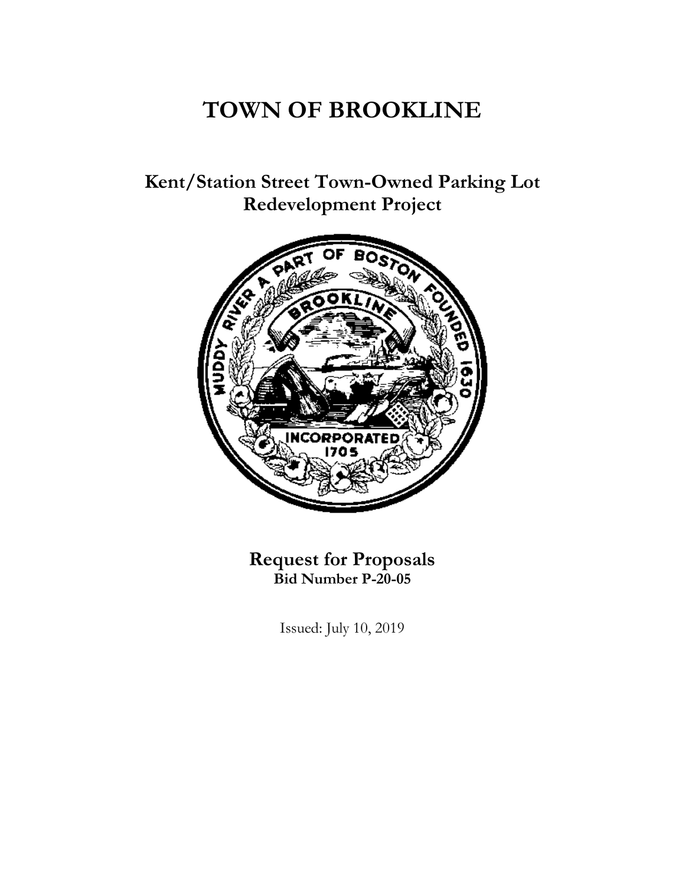# TOWN OF BROOKLINE

## Kent/Station Street Town-Owned Parking Lot Redevelopment Project

## Request for Proposals

**Bid Number P-20-05**

Issued: July 10, 2019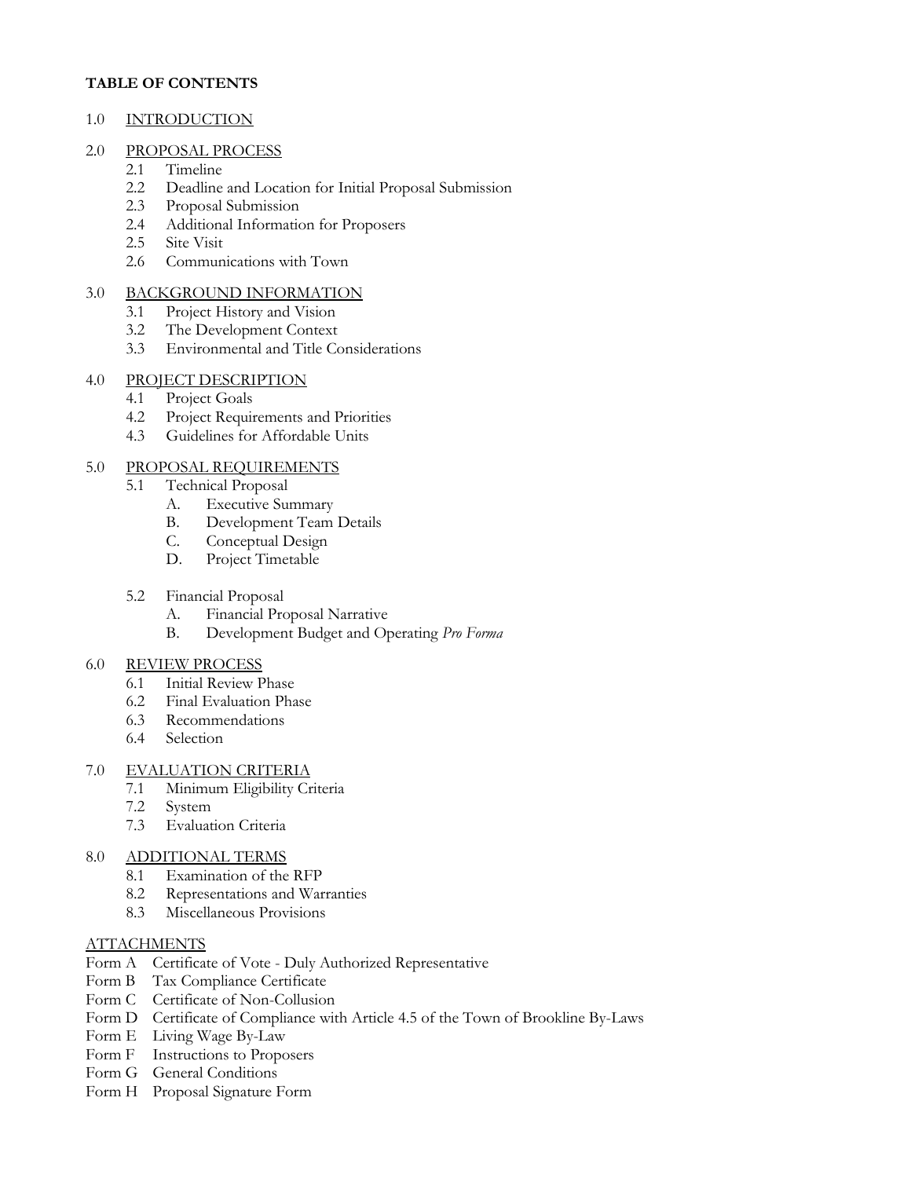**TABLE OF CONTENTS**

1.0 INTRODUCTION

2.0 PROPOSAL PROCESS
- 2.1 Timeline
- 2.2 Deadline and Location for Initial Proposal Submission
- 2.3 Proposal Submission
- 2.4 Additional Information for Proposers
- 2.5 Site Visit
- 2.6 Communications with Town

3.0 BACKGROUND INFORMATION
- 3.1 Project History and Vision
- 3.2 The Development Context
- 3.3 Environmental and Title Considerations

4.0 PROJECT DESCRIPTION
- 4.1 Project Goals
- 4.2 Project Requirements and Priorities
- 4.3 Guidelines for Affordable Units

5.0 PROPOSAL REQUIREMENTS
- 5.1 Technical Proposal
  - A. Executive Summary
  - B. Development Team Details
  - C. Conceptual Design
  - D. Project Timetable
- 5.2 Financial Proposal
  - A. Financial Proposal Narrative
  - B. Development Budget and Operating *Pro Forma*

6.0 REVIEW PROCESS
- 6.1 Initial Review Phase
- 6.2 Final Evaluation Phase
- 6.3 Recommendations
- 6.4 Selection

7.0 EVALUATION CRITERIA
- 7.1 Minimum Eligibility Criteria
- 7.2 System
- 7.3 Evaluation Criteria

8.0 ADDITIONAL TERMS
- 8.1 Examination of the RFP
- 8.2 Representations and Warranties
- 8.3 Miscellaneous Provisions

ATTACHMENTS
- Form A Certificate of Vote - Duly Authorized Representative
- Form B Tax Compliance Certificate
- Form C Certificate of Non-Collusion
- Form D Certificate of Compliance with Article 4.5 of the Town of Brookline By-Laws
- Form E Living Wage By-Law
- Form F Instructions to Proposers
- Form G General Conditions
- Form H Proposal Signature Form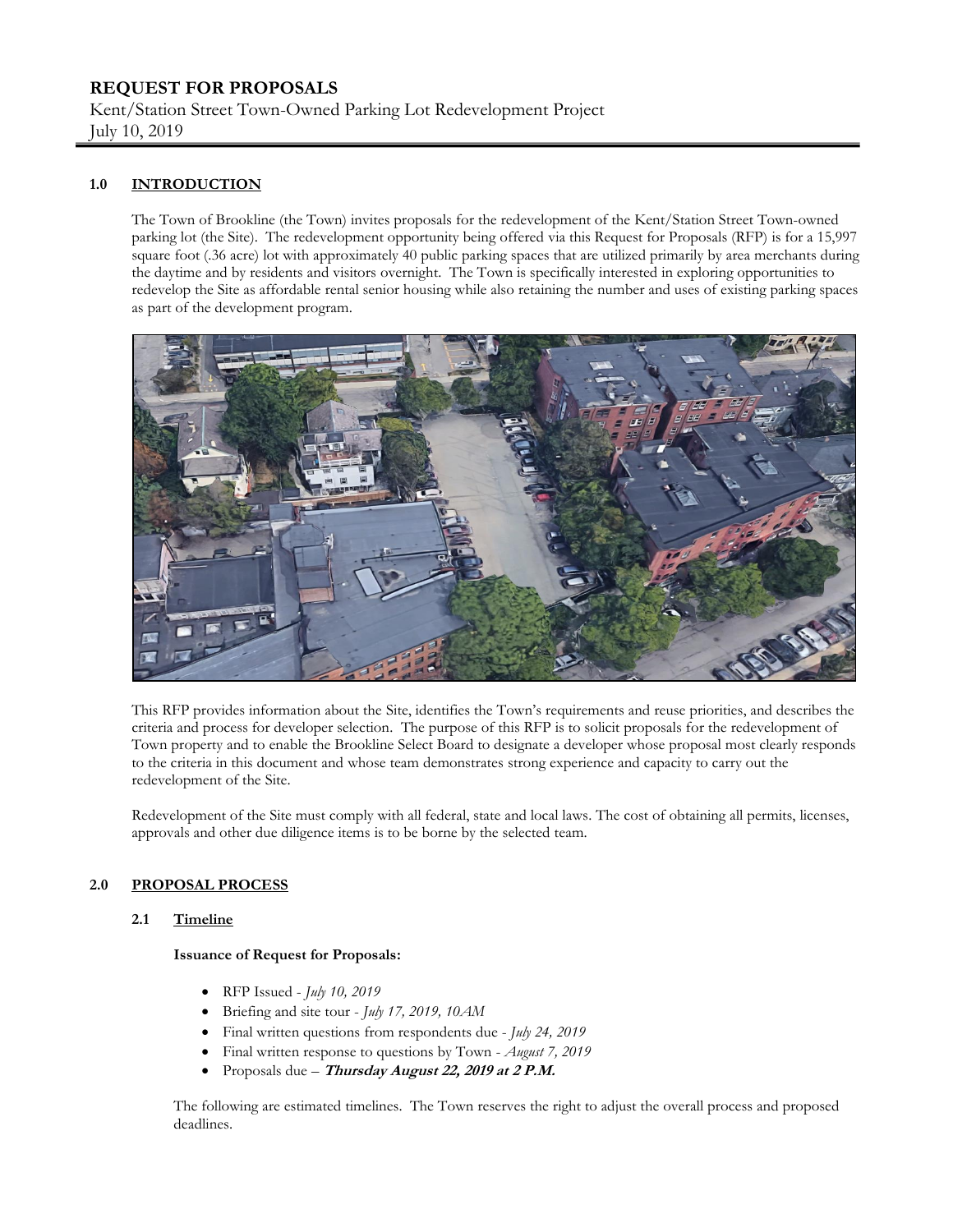# REQUEST FOR PROPOSALS

Kent/Station Street Town-Owned Parking Lot Redevelopment Project
July 10, 2019

## 1.0 INTRODUCTION

The Town of Brookline (the Town) invites proposals for the redevelopment of the Kent/Station Street Town-owned parking lot (the Site). The redevelopment opportunity being offered via this Request for Proposals (RFP) is for a 15,997 square foot (.36 acre) lot with approximately 40 public parking spaces that are utilized primarily by area merchants during the daytime and by residents and visitors overnight. The Town is specifically interested in exploring opportunities to redevelop the Site as affordable rental senior housing while also retaining the number and uses of existing parking spaces as part of the development program.

This RFP provides information about the Site, identifies the Town's requirements and reuse priorities, and describes the criteria and process for developer selection. The purpose of this RFP is to solicit proposals for the redevelopment of Town property and to enable the Brookline Select Board to designate a developer whose proposal most clearly responds to the criteria in this document and whose team demonstrates strong experience and capacity to carry out the redevelopment of the Site.

Redevelopment of the Site must comply with all federal, state and local laws. The cost of obtaining all permits, licenses, approvals and other due diligence items is to be borne by the selected team.

## 2.0 PROPOSAL PROCESS

### 2.1 Timeline

**Issuance of Request for Proposals:**

- RFP Issued - *July 10, 2019*
- Briefing and site tour - *July 17, 2019, 10AM*
- Final written questions from respondents due - *July 24, 2019*
- Final written response to questions by Town - *August 7, 2019*
- Proposals due – ***Thursday August 22, 2019 at 2 P.M.***

The following are estimated timelines. The Town reserves the right to adjust the overall process and proposed deadlines.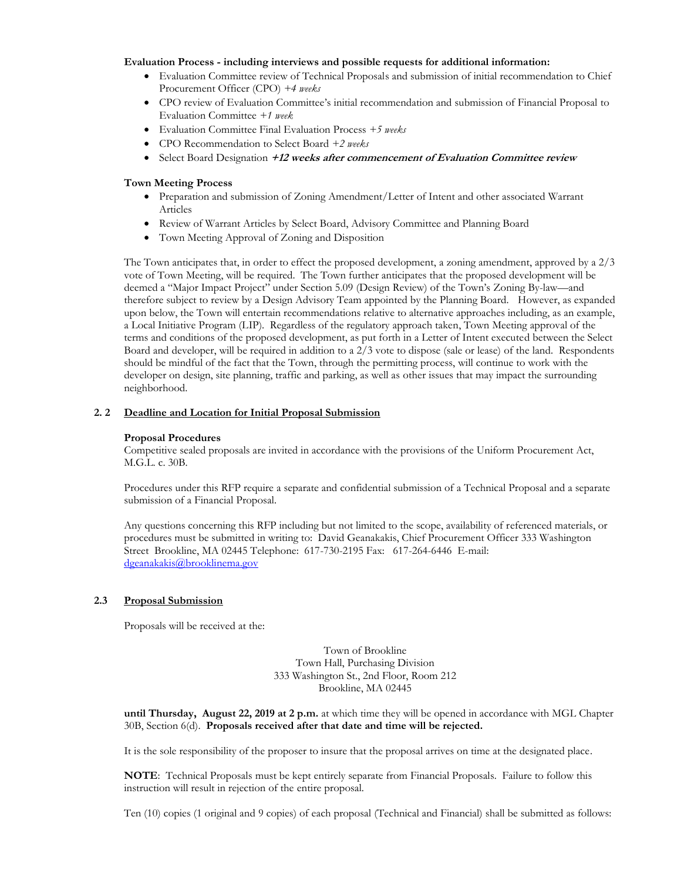**Evaluation Process - including interviews and possible requests for additional information:**

- Evaluation Committee review of Technical Proposals and submission of initial recommendation to Chief Procurement Officer (CPO) *+4 weeks*
- CPO review of Evaluation Committee's initial recommendation and submission of Financial Proposal to Evaluation Committee *+1 week*
- Evaluation Committee Final Evaluation Process *+5 weeks*
- CPO Recommendation to Select Board *+2 weeks*
- Select Board Designation ***+12 weeks after commencement of Evaluation Committee review***

**Town Meeting Process**

- Preparation and submission of Zoning Amendment/Letter of Intent and other associated Warrant Articles
- Review of Warrant Articles by Select Board, Advisory Committee and Planning Board
- Town Meeting Approval of Zoning and Disposition

The Town anticipates that, in order to effect the proposed development, a zoning amendment, approved by a 2/3 vote of Town Meeting, will be required. The Town further anticipates that the proposed development will be deemed a "Major Impact Project" under Section 5.09 (Design Review) of the Town's Zoning By-law—and therefore subject to review by a Design Advisory Team appointed by the Planning Board. However, as expanded upon below, the Town will entertain recommendations relative to alternative approaches including, as an example, a Local Initiative Program (LIP). Regardless of the regulatory approach taken, Town Meeting approval of the terms and conditions of the proposed development, as put forth in a Letter of Intent executed between the Select Board and developer, will be required in addition to a 2/3 vote to dispose (sale or lease) of the land. Respondents should be mindful of the fact that the Town, through the permitting process, will continue to work with the developer on design, site planning, traffic and parking, as well as other issues that may impact the surrounding neighborhood.

## 2. 2 Deadline and Location for Initial Proposal Submission

**Proposal Procedures**

Competitive sealed proposals are invited in accordance with the provisions of the Uniform Procurement Act, M.G.L. c. 30B.

Procedures under this RFP require a separate and confidential submission of a Technical Proposal and a separate submission of a Financial Proposal.

Any questions concerning this RFP including but not limited to the scope, availability of referenced materials, or procedures must be submitted in writing to: David Geanakakis, Chief Procurement Officer 333 Washington Street Brookline, MA 02445 Telephone: 617-730-2195 Fax: 617-264-6446 E-mail: dgeanakakis@brooklinema.gov

## 2.3 Proposal Submission

Proposals will be received at the:

Town of Brookline
Town Hall, Purchasing Division
333 Washington St., 2nd Floor, Room 212
Brookline, MA 02445

**until Thursday, August 22, 2019 at 2 p.m.** at which time they will be opened in accordance with MGL Chapter 30B, Section 6(d). **Proposals received after that date and time will be rejected.**

It is the sole responsibility of the proposer to insure that the proposal arrives on time at the designated place.

**NOTE**: Technical Proposals must be kept entirely separate from Financial Proposals. Failure to follow this instruction will result in rejection of the entire proposal.

Ten (10) copies (1 original and 9 copies) of each proposal (Technical and Financial) shall be submitted as follows: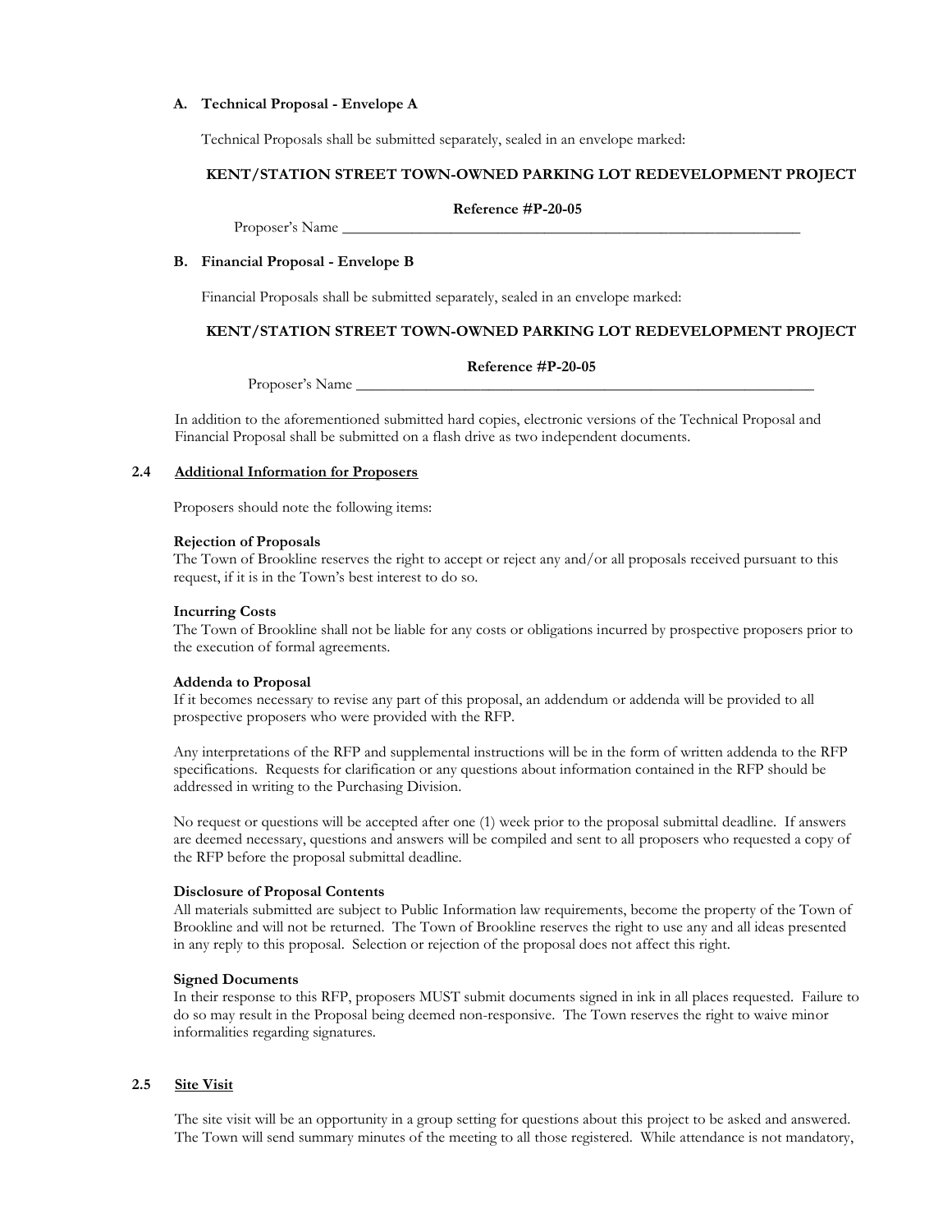**A. Technical Proposal - Envelope A**

Technical Proposals shall be submitted separately, sealed in an envelope marked:

**KENT/STATION STREET TOWN-OWNED PARKING LOT REDEVELOPMENT PROJECT**

**Reference #P-20-05**

Proposer's Name _______________________________________________________________

**B. Financial Proposal - Envelope B**

Financial Proposals shall be submitted separately, sealed in an envelope marked:

**KENT/STATION STREET TOWN-OWNED PARKING LOT REDEVELOPMENT PROJECT**

**Reference #P-20-05**

Proposer's Name _______________________________________________________________

In addition to the aforementioned submitted hard copies, electronic versions of the Technical Proposal and Financial Proposal shall be submitted on a flash drive as two independent documents.

## 2.4 Additional Information for Proposers

Proposers should note the following items:

**Rejection of Proposals**
The Town of Brookline reserves the right to accept or reject any and/or all proposals received pursuant to this request, if it is in the Town's best interest to do so.

**Incurring Costs**
The Town of Brookline shall not be liable for any costs or obligations incurred by prospective proposers prior to the execution of formal agreements.

**Addenda to Proposal**
If it becomes necessary to revise any part of this proposal, an addendum or addenda will be provided to all prospective proposers who were provided with the RFP.

Any interpretations of the RFP and supplemental instructions will be in the form of written addenda to the RFP specifications. Requests for clarification or any questions about information contained in the RFP should be addressed in writing to the Purchasing Division.

No request or questions will be accepted after one (1) week prior to the proposal submittal deadline. If answers are deemed necessary, questions and answers will be compiled and sent to all proposers who requested a copy of the RFP before the proposal submittal deadline.

**Disclosure of Proposal Contents**
All materials submitted are subject to Public Information law requirements, become the property of the Town of Brookline and will not be returned. The Town of Brookline reserves the right to use any and all ideas presented in any reply to this proposal. Selection or rejection of the proposal does not affect this right.

**Signed Documents**
In their response to this RFP, proposers MUST submit documents signed in ink in all places requested. Failure to do so may result in the Proposal being deemed non-responsive. The Town reserves the right to waive minor informalities regarding signatures.

## 2.5 Site Visit

The site visit will be an opportunity in a group setting for questions about this project to be asked and answered. The Town will send summary minutes of the meeting to all those registered. While attendance is not mandatory,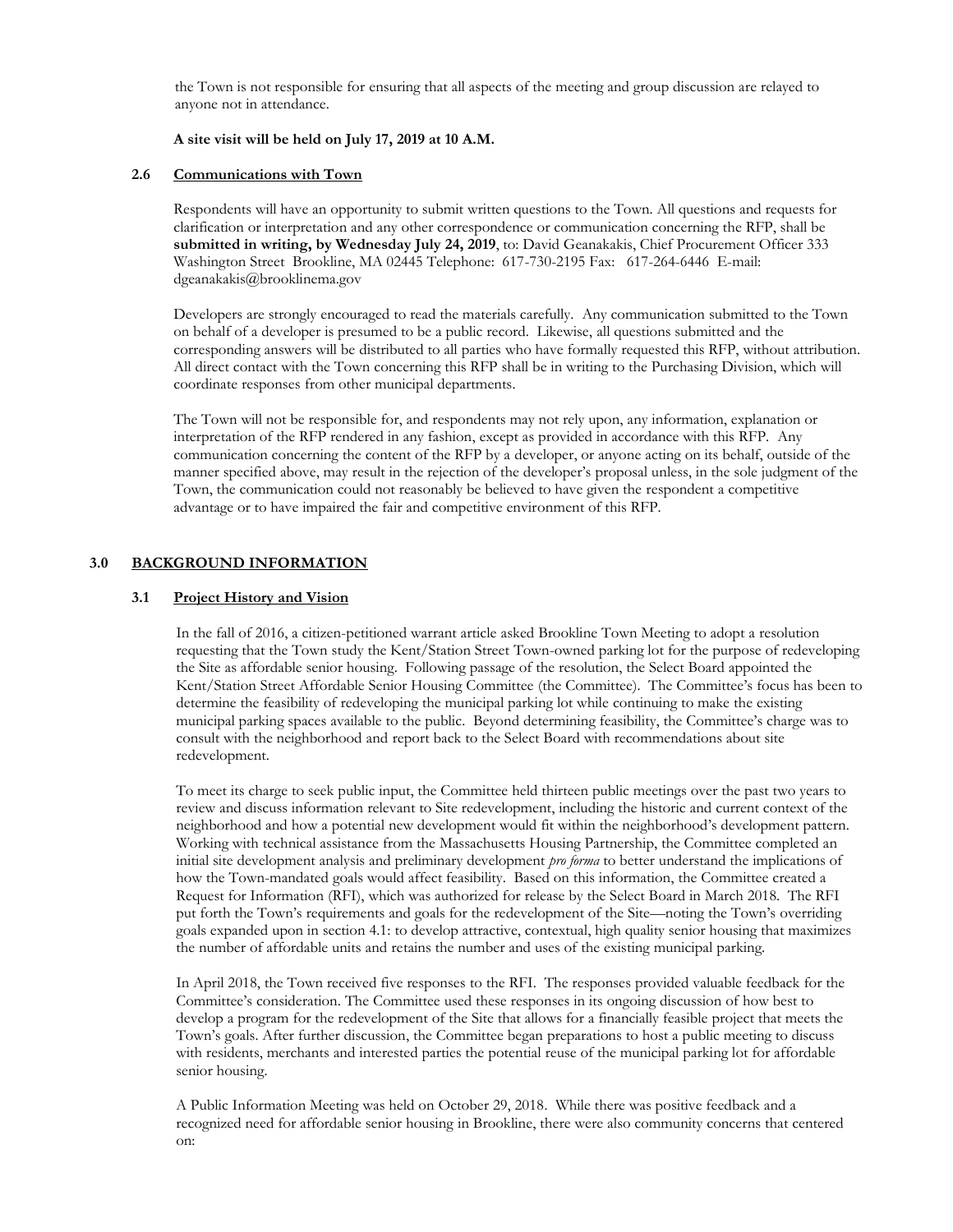the Town is not responsible for ensuring that all aspects of the meeting and group discussion are relayed to anyone not in attendance.

**A site visit will be held on July 17, 2019 at 10 A.M.**

### 2.6 Communications with Town

Respondents will have an opportunity to submit written questions to the Town. All questions and requests for clarification or interpretation and any other correspondence or communication concerning the RFP, shall be **submitted in writing, by Wednesday July 24, 2019**, to: David Geanakakis, Chief Procurement Officer 333 Washington Street Brookline, MA 02445 Telephone: 617-730-2195 Fax: 617-264-6446 E-mail: dgeanakakis@brooklinema.gov

Developers are strongly encouraged to read the materials carefully. Any communication submitted to the Town on behalf of a developer is presumed to be a public record. Likewise, all questions submitted and the corresponding answers will be distributed to all parties who have formally requested this RFP, without attribution. All direct contact with the Town concerning this RFP shall be in writing to the Purchasing Division, which will coordinate responses from other municipal departments.

The Town will not be responsible for, and respondents may not rely upon, any information, explanation or interpretation of the RFP rendered in any fashion, except as provided in accordance with this RFP. Any communication concerning the content of the RFP by a developer, or anyone acting on its behalf, outside of the manner specified above, may result in the rejection of the developer's proposal unless, in the sole judgment of the Town, the communication could not reasonably be believed to have given the respondent a competitive advantage or to have impaired the fair and competitive environment of this RFP.

## 3.0 BACKGROUND INFORMATION

### 3.1 Project History and Vision

In the fall of 2016, a citizen-petitioned warrant article asked Brookline Town Meeting to adopt a resolution requesting that the Town study the Kent/Station Street Town-owned parking lot for the purpose of redeveloping the Site as affordable senior housing. Following passage of the resolution, the Select Board appointed the Kent/Station Street Affordable Senior Housing Committee (the Committee). The Committee's focus has been to determine the feasibility of redeveloping the municipal parking lot while continuing to make the existing municipal parking spaces available to the public. Beyond determining feasibility, the Committee's charge was to consult with the neighborhood and report back to the Select Board with recommendations about site redevelopment.

To meet its charge to seek public input, the Committee held thirteen public meetings over the past two years to review and discuss information relevant to Site redevelopment, including the historic and current context of the neighborhood and how a potential new development would fit within the neighborhood's development pattern. Working with technical assistance from the Massachusetts Housing Partnership, the Committee completed an initial site development analysis and preliminary development *pro forma* to better understand the implications of how the Town-mandated goals would affect feasibility. Based on this information, the Committee created a Request for Information (RFI), which was authorized for release by the Select Board in March 2018. The RFI put forth the Town's requirements and goals for the redevelopment of the Site—noting the Town's overriding goals expanded upon in section 4.1: to develop attractive, contextual, high quality senior housing that maximizes the number of affordable units and retains the number and uses of the existing municipal parking.

In April 2018, the Town received five responses to the RFI. The responses provided valuable feedback for the Committee's consideration. The Committee used these responses in its ongoing discussion of how best to develop a program for the redevelopment of the Site that allows for a financially feasible project that meets the Town's goals. After further discussion, the Committee began preparations to host a public meeting to discuss with residents, merchants and interested parties the potential reuse of the municipal parking lot for affordable senior housing.

A Public Information Meeting was held on October 29, 2018. While there was positive feedback and a recognized need for affordable senior housing in Brookline, there were also community concerns that centered on: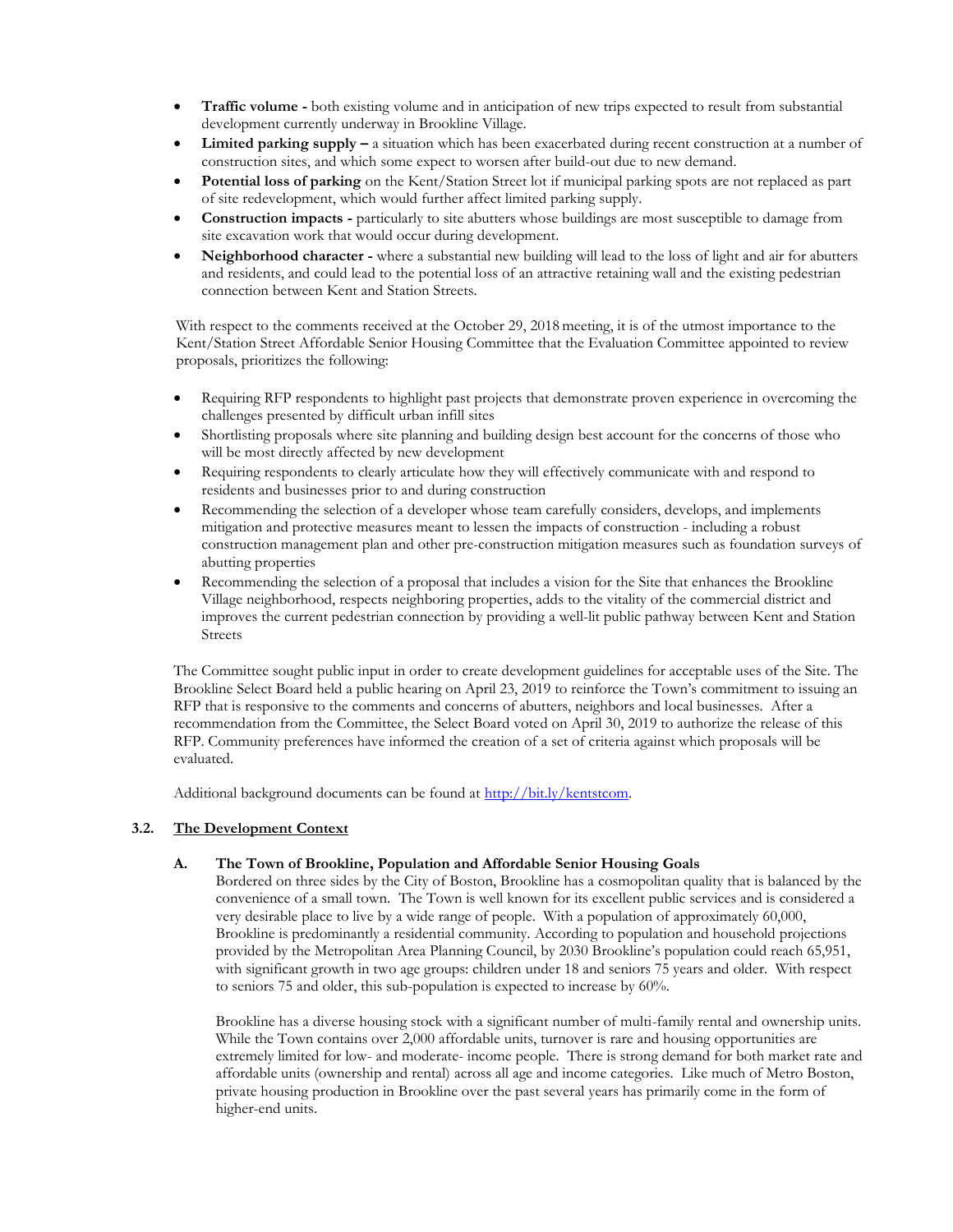- **Traffic volume -** both existing volume and in anticipation of new trips expected to result from substantial development currently underway in Brookline Village.
- **Limited parking supply –** a situation which has been exacerbated during recent construction at a number of construction sites, and which some expect to worsen after build-out due to new demand.
- **Potential loss of parking** on the Kent/Station Street lot if municipal parking spots are not replaced as part of site redevelopment, which would further affect limited parking supply.
- **Construction impacts -** particularly to site abutters whose buildings are most susceptible to damage from site excavation work that would occur during development.
- **Neighborhood character -** where a substantial new building will lead to the loss of light and air for abutters and residents, and could lead to the potential loss of an attractive retaining wall and the existing pedestrian connection between Kent and Station Streets.

With respect to the comments received at the October 29, 2018 meeting, it is of the utmost importance to the Kent/Station Street Affordable Senior Housing Committee that the Evaluation Committee appointed to review proposals, prioritizes the following:

- Requiring RFP respondents to highlight past projects that demonstrate proven experience in overcoming the challenges presented by difficult urban infill sites
- Shortlisting proposals where site planning and building design best account for the concerns of those who will be most directly affected by new development
- Requiring respondents to clearly articulate how they will effectively communicate with and respond to residents and businesses prior to and during construction
- Recommending the selection of a developer whose team carefully considers, develops, and implements mitigation and protective measures meant to lessen the impacts of construction - including a robust construction management plan and other pre-construction mitigation measures such as foundation surveys of abutting properties
- Recommending the selection of a proposal that includes a vision for the Site that enhances the Brookline Village neighborhood, respects neighboring properties, adds to the vitality of the commercial district and improves the current pedestrian connection by providing a well-lit public pathway between Kent and Station Streets

The Committee sought public input in order to create development guidelines for acceptable uses of the Site. The Brookline Select Board held a public hearing on April 23, 2019 to reinforce the Town's commitment to issuing an RFP that is responsive to the comments and concerns of abutters, neighbors and local businesses. After a recommendation from the Committee, the Select Board voted on April 30, 2019 to authorize the release of this RFP. Community preferences have informed the creation of a set of criteria against which proposals will be evaluated.

Additional background documents can be found at [http://bit.ly/kentstcom](http://bit.ly/kentstcom).

## 3.2. The Development Context

### A. The Town of Brookline, Population and Affordable Senior Housing Goals

Bordered on three sides by the City of Boston, Brookline has a cosmopolitan quality that is balanced by the convenience of a small town. The Town is well known for its excellent public services and is considered a very desirable place to live by a wide range of people. With a population of approximately 60,000, Brookline is predominantly a residential community. According to population and household projections provided by the Metropolitan Area Planning Council, by 2030 Brookline's population could reach 65,951, with significant growth in two age groups: children under 18 and seniors 75 years and older. With respect to seniors 75 and older, this sub-population is expected to increase by 60%.

Brookline has a diverse housing stock with a significant number of multi-family rental and ownership units. While the Town contains over 2,000 affordable units, turnover is rare and housing opportunities are extremely limited for low- and moderate- income people. There is strong demand for both market rate and affordable units (ownership and rental) across all age and income categories. Like much of Metro Boston, private housing production in Brookline over the past several years has primarily come in the form of higher-end units.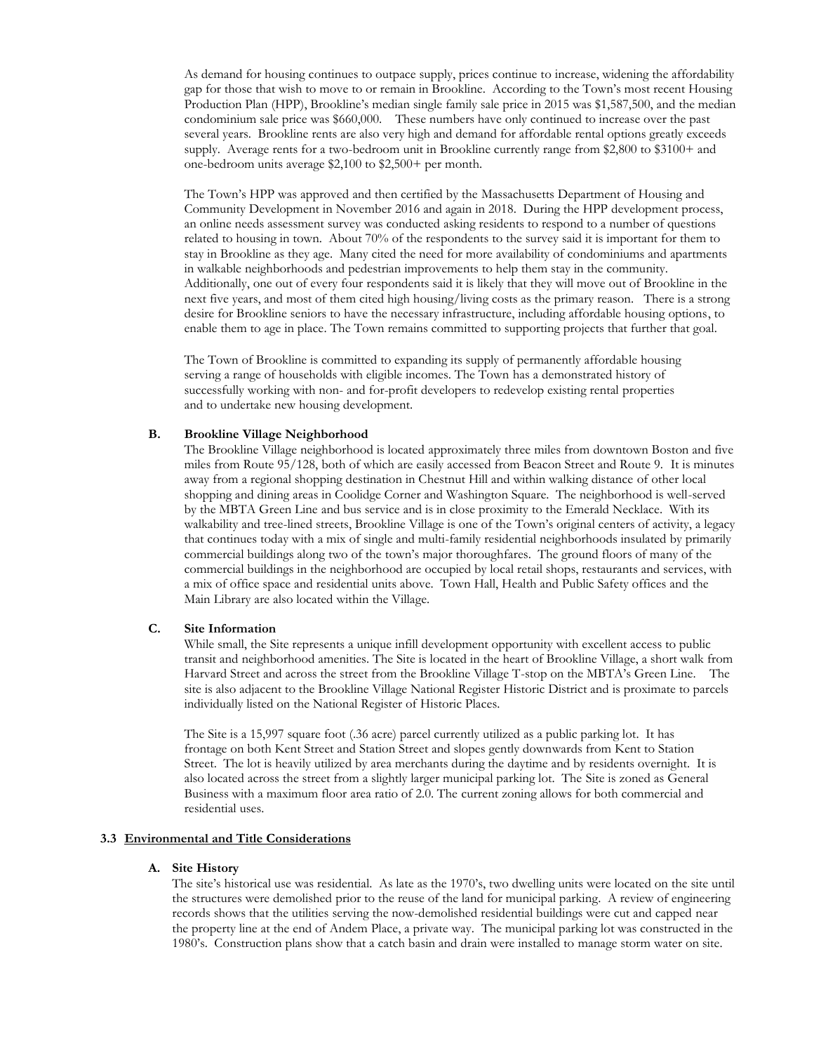As demand for housing continues to outpace supply, prices continue to increase, widening the affordability gap for those that wish to move to or remain in Brookline. According to the Town's most recent Housing Production Plan (HPP), Brookline's median single family sale price in 2015 was $1,587,500, and the median condominium sale price was $660,000. These numbers have only continued to increase over the past several years. Brookline rents are also very high and demand for affordable rental options greatly exceeds supply. Average rents for a two-bedroom unit in Brookline currently range from $2,800 to $3100+ and one-bedroom units average $2,100 to $2,500+ per month.

The Town's HPP was approved and then certified by the Massachusetts Department of Housing and Community Development in November 2016 and again in 2018. During the HPP development process, an online needs assessment survey was conducted asking residents to respond to a number of questions related to housing in town. About 70% of the respondents to the survey said it is important for them to stay in Brookline as they age. Many cited the need for more availability of condominiums and apartments in walkable neighborhoods and pedestrian improvements to help them stay in the community. Additionally, one out of every four respondents said it is likely that they will move out of Brookline in the next five years, and most of them cited high housing/living costs as the primary reason. There is a strong desire for Brookline seniors to have the necessary infrastructure, including affordable housing options, to enable them to age in place. The Town remains committed to supporting projects that further that goal.

The Town of Brookline is committed to expanding its supply of permanently affordable housing serving a range of households with eligible incomes. The Town has a demonstrated history of successfully working with non- and for-profit developers to redevelop existing rental properties and to undertake new housing development.

### B. Brookline Village Neighborhood

The Brookline Village neighborhood is located approximately three miles from downtown Boston and five miles from Route 95/128, both of which are easily accessed from Beacon Street and Route 9. It is minutes away from a regional shopping destination in Chestnut Hill and within walking distance of other local shopping and dining areas in Coolidge Corner and Washington Square. The neighborhood is well-served by the MBTA Green Line and bus service and is in close proximity to the Emerald Necklace. With its walkability and tree-lined streets, Brookline Village is one of the Town's original centers of activity, a legacy that continues today with a mix of single and multi-family residential neighborhoods insulated by primarily commercial buildings along two of the town's major thoroughfares. The ground floors of many of the commercial buildings in the neighborhood are occupied by local retail shops, restaurants and services, with a mix of office space and residential units above. Town Hall, Health and Public Safety offices and the Main Library are also located within the Village.

### C. Site Information

While small, the Site represents a unique infill development opportunity with excellent access to public transit and neighborhood amenities. The Site is located in the heart of Brookline Village, a short walk from Harvard Street and across the street from the Brookline Village T-stop on the MBTA's Green Line. The site is also adjacent to the Brookline Village National Register Historic District and is proximate to parcels individually listed on the National Register of Historic Places.

The Site is a 15,997 square foot (.36 acre) parcel currently utilized as a public parking lot. It has frontage on both Kent Street and Station Street and slopes gently downwards from Kent to Station Street. The lot is heavily utilized by area merchants during the daytime and by residents overnight. It is also located across the street from a slightly larger municipal parking lot. The Site is zoned as General Business with a maximum floor area ratio of 2.0. The current zoning allows for both commercial and residential uses.

## 3.3 <u>Environmental and Title Considerations</u>

### A. Site History

The site's historical use was residential. As late as the 1970's, two dwelling units were located on the site until the structures were demolished prior to the reuse of the land for municipal parking. A review of engineering records shows that the utilities serving the now-demolished residential buildings were cut and capped near the property line at the end of Andem Place, a private way. The municipal parking lot was constructed in the 1980's. Construction plans show that a catch basin and drain were installed to manage storm water on site.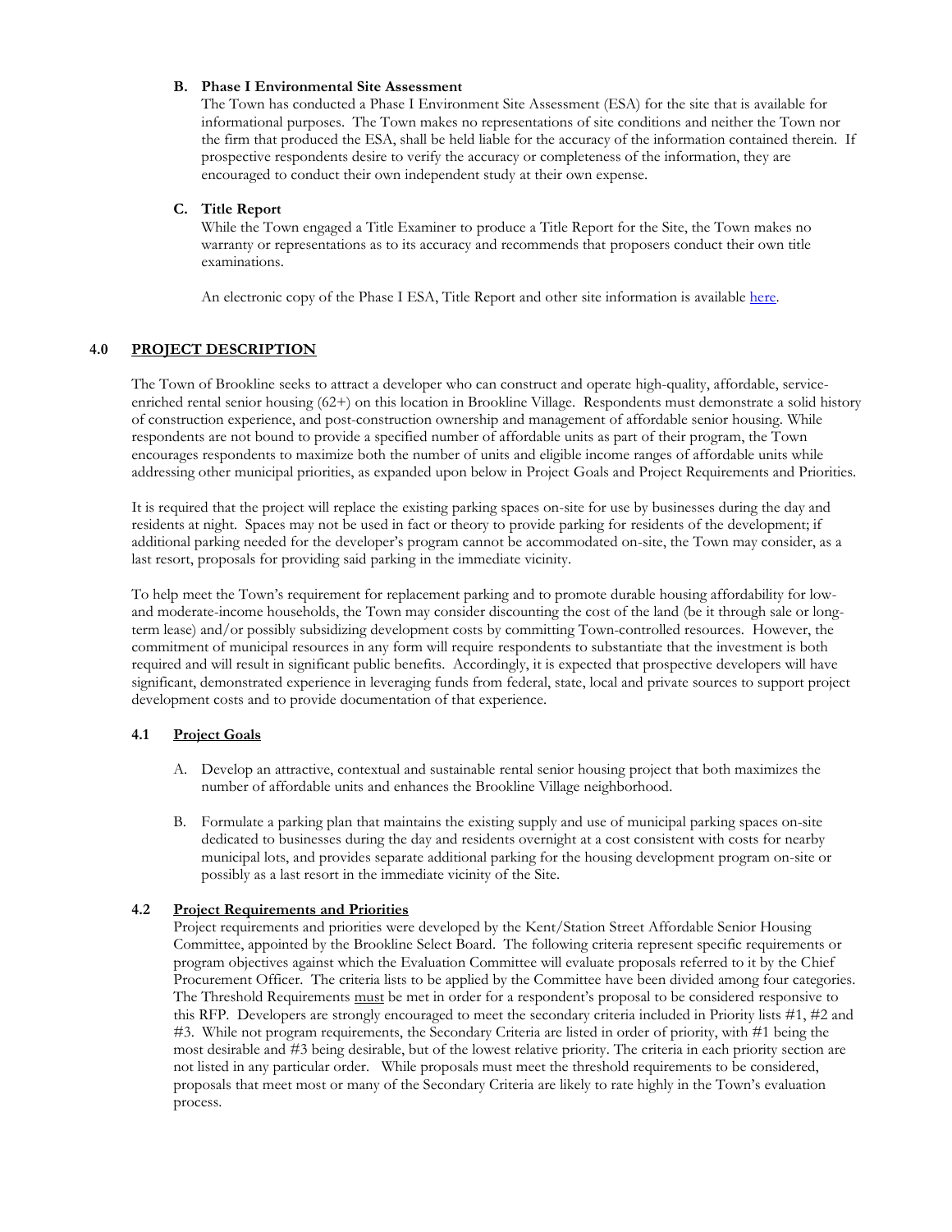### B. Phase I Environmental Site Assessment

The Town has conducted a Phase I Environment Site Assessment (ESA) for the site that is available for informational purposes. The Town makes no representations of site conditions and neither the Town nor the firm that produced the ESA, shall be held liable for the accuracy of the information contained therein. If prospective respondents desire to verify the accuracy or completeness of the information, they are encouraged to conduct their own independent study at their own expense.

### C. Title Report

While the Town engaged a Title Examiner to produce a Title Report for the Site, the Town makes no warranty or representations as to its accuracy and recommends that proposers conduct their own title examinations.

An electronic copy of the Phase I ESA, Title Report and other site information is available here.

## 4.0 PROJECT DESCRIPTION

The Town of Brookline seeks to attract a developer who can construct and operate high-quality, affordable, service-enriched rental senior housing (62+) on this location in Brookline Village. Respondents must demonstrate a solid history of construction experience, and post-construction ownership and management of affordable senior housing. While respondents are not bound to provide a specified number of affordable units as part of their program, the Town encourages respondents to maximize both the number of units and eligible income ranges of affordable units while addressing other municipal priorities, as expanded upon below in Project Goals and Project Requirements and Priorities.

It is required that the project will replace the existing parking spaces on-site for use by businesses during the day and residents at night. Spaces may not be used in fact or theory to provide parking for residents of the development; if additional parking needed for the developer's program cannot be accommodated on-site, the Town may consider, as a last resort, proposals for providing said parking in the immediate vicinity.

To help meet the Town's requirement for replacement parking and to promote durable housing affordability for low- and moderate-income households, the Town may consider discounting the cost of the land (be it through sale or long-term lease) and/or possibly subsidizing development costs by committing Town-controlled resources. However, the commitment of municipal resources in any form will require respondents to substantiate that the investment is both required and will result in significant public benefits. Accordingly, it is expected that prospective developers will have significant, demonstrated experience in leveraging funds from federal, state, local and private sources to support project development costs and to provide documentation of that experience.

### 4.1 Project Goals

A. Develop an attractive, contextual and sustainable rental senior housing project that both maximizes the number of affordable units and enhances the Brookline Village neighborhood.

B. Formulate a parking plan that maintains the existing supply and use of municipal parking spaces on-site dedicated to businesses during the day and residents overnight at a cost consistent with costs for nearby municipal lots, and provides separate additional parking for the housing development program on-site or possibly as a last resort in the immediate vicinity of the Site.

### 4.2 Project Requirements and Priorities

Project requirements and priorities were developed by the Kent/Station Street Affordable Senior Housing Committee, appointed by the Brookline Select Board. The following criteria represent specific requirements or program objectives against which the Evaluation Committee will evaluate proposals referred to it by the Chief Procurement Officer. The criteria lists to be applied by the Committee have been divided among four categories. The Threshold Requirements must be met in order for a respondent's proposal to be considered responsive to this RFP. Developers are strongly encouraged to meet the secondary criteria included in Priority lists #1, #2 and #3. While not program requirements, the Secondary Criteria are listed in order of priority, with #1 being the most desirable and #3 being desirable, but of the lowest relative priority. The criteria in each priority section are not listed in any particular order. While proposals must meet the threshold requirements to be considered, proposals that meet most or many of the Secondary Criteria are likely to rate highly in the Town's evaluation process.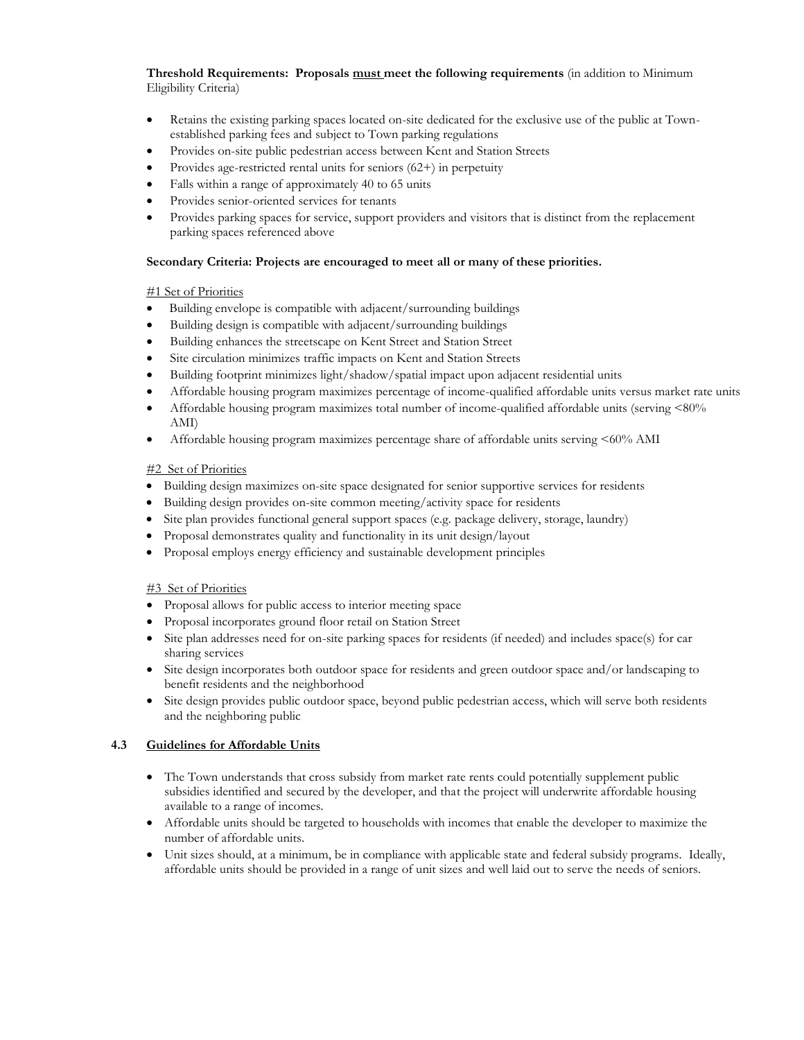**Threshold Requirements: Proposals must meet the following requirements** (in addition to Minimum Eligibility Criteria)

- Retains the existing parking spaces located on-site dedicated for the exclusive use of the public at Town-established parking fees and subject to Town parking regulations
- Provides on-site public pedestrian access between Kent and Station Streets
- Provides age-restricted rental units for seniors (62+) in perpetuity
- Falls within a range of approximately 40 to 65 units
- Provides senior-oriented services for tenants
- Provides parking spaces for service, support providers and visitors that is distinct from the replacement parking spaces referenced above

**Secondary Criteria: Projects are encouraged to meet all or many of these priorities.**

#1 Set of Priorities

- Building envelope is compatible with adjacent/surrounding buildings
- Building design is compatible with adjacent/surrounding buildings
- Building enhances the streetscape on Kent Street and Station Street
- Site circulation minimizes traffic impacts on Kent and Station Streets
- Building footprint minimizes light/shadow/spatial impact upon adjacent residential units
- Affordable housing program maximizes percentage of income-qualified affordable units versus market rate units
- Affordable housing program maximizes total number of income-qualified affordable units (serving <80% AMI)
- Affordable housing program maximizes percentage share of affordable units serving <60% AMI

#2 Set of Priorities

- Building design maximizes on-site space designated for senior supportive services for residents
- Building design provides on-site common meeting/activity space for residents
- Site plan provides functional general support spaces (e.g. package delivery, storage, laundry)
- Proposal demonstrates quality and functionality in its unit design/layout
- Proposal employs energy efficiency and sustainable development principles

#3 Set of Priorities

- Proposal allows for public access to interior meeting space
- Proposal incorporates ground floor retail on Station Street
- Site plan addresses need for on-site parking spaces for residents (if needed) and includes space(s) for car sharing services
- Site design incorporates both outdoor space for residents and green outdoor space and/or landscaping to benefit residents and the neighborhood
- Site design provides public outdoor space, beyond public pedestrian access, which will serve both residents and the neighboring public

### 4.3 Guidelines for Affordable Units

- The Town understands that cross subsidy from market rate rents could potentially supplement public subsidies identified and secured by the developer, and that the project will underwrite affordable housing available to a range of incomes.
- Affordable units should be targeted to households with incomes that enable the developer to maximize the number of affordable units.
- Unit sizes should, at a minimum, be in compliance with applicable state and federal subsidy programs. Ideally, affordable units should be provided in a range of unit sizes and well laid out to serve the needs of seniors.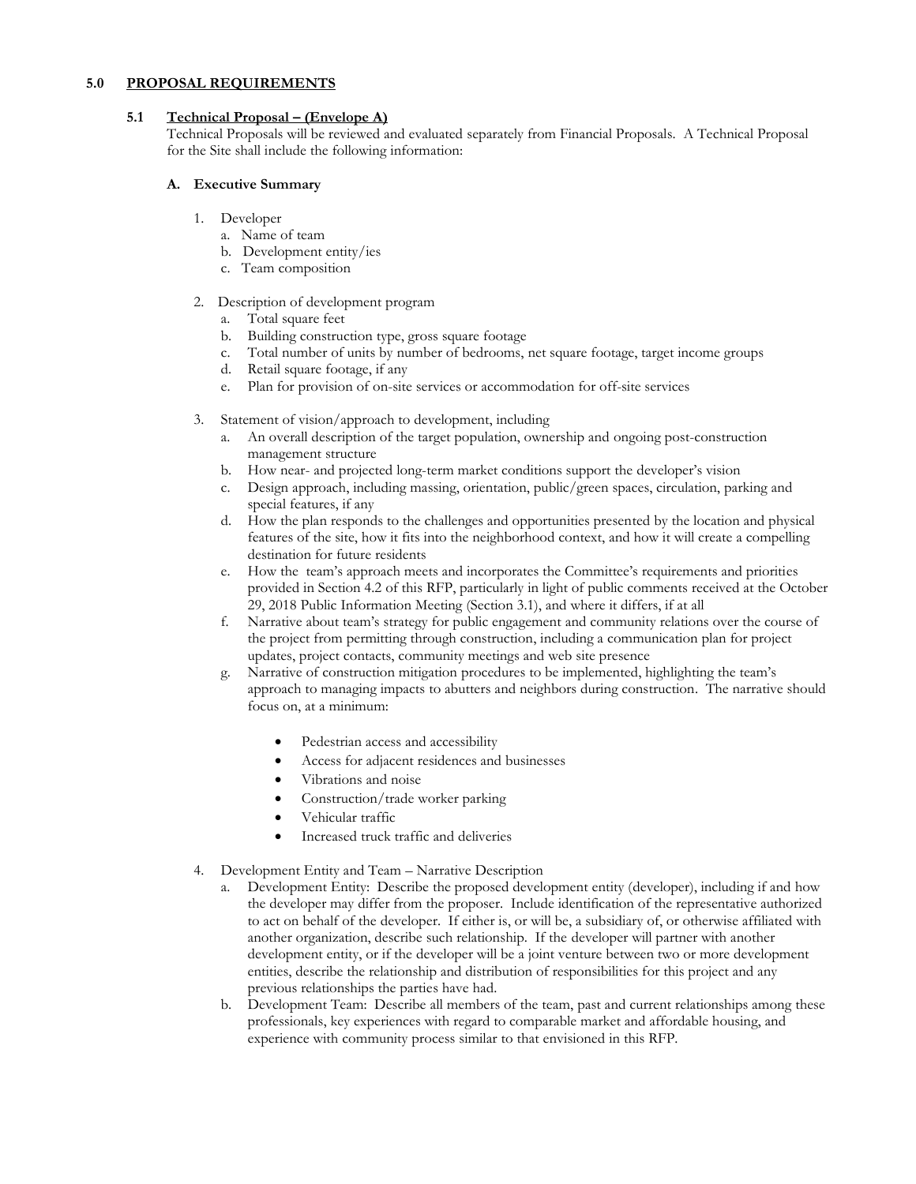## 5.0 PROPOSAL REQUIREMENTS

### 5.1 Technical Proposal – (Envelope A)

Technical Proposals will be reviewed and evaluated separately from Financial Proposals. A Technical Proposal for the Site shall include the following information:

#### A. Executive Summary

1. Developer
   a. Name of team
   b. Development entity/ies
   c. Team composition

2. Description of development program
   a. Total square feet
   b. Building construction type, gross square footage
   c. Total number of units by number of bedrooms, net square footage, target income groups
   d. Retail square footage, if any
   e. Plan for provision of on-site services or accommodation for off-site services

3. Statement of vision/approach to development, including
   a. An overall description of the target population, ownership and ongoing post-construction management structure
   b. How near- and projected long-term market conditions support the developer's vision
   c. Design approach, including massing, orientation, public/green spaces, circulation, parking and special features, if any
   d. How the plan responds to the challenges and opportunities presented by the location and physical features of the site, how it fits into the neighborhood context, and how it will create a compelling destination for future residents
   e. How the team's approach meets and incorporates the Committee's requirements and priorities provided in Section 4.2 of this RFP, particularly in light of public comments received at the October 29, 2018 Public Information Meeting (Section 3.1), and where it differs, if at all
   f. Narrative about team's strategy for public engagement and community relations over the course of the project from permitting through construction, including a communication plan for project updates, project contacts, community meetings and web site presence
   g. Narrative of construction mitigation procedures to be implemented, highlighting the team's approach to managing impacts to abutters and neighbors during construction. The narrative should focus on, at a minimum:

      - Pedestrian access and accessibility
      - Access for adjacent residences and businesses
      - Vibrations and noise
      - Construction/trade worker parking
      - Vehicular traffic
      - Increased truck traffic and deliveries

4. Development Entity and Team – Narrative Description
   a. Development Entity: Describe the proposed development entity (developer), including if and how the developer may differ from the proposer. Include identification of the representative authorized to act on behalf of the developer. If either is, or will be, a subsidiary of, or otherwise affiliated with another organization, describe such relationship. If the developer will partner with another development entity, or if the developer will be a joint venture between two or more development entities, describe the relationship and distribution of responsibilities for this project and any previous relationships the parties have had.
   b. Development Team: Describe all members of the team, past and current relationships among these professionals, key experiences with regard to comparable market and affordable housing, and experience with community process similar to that envisioned in this RFP.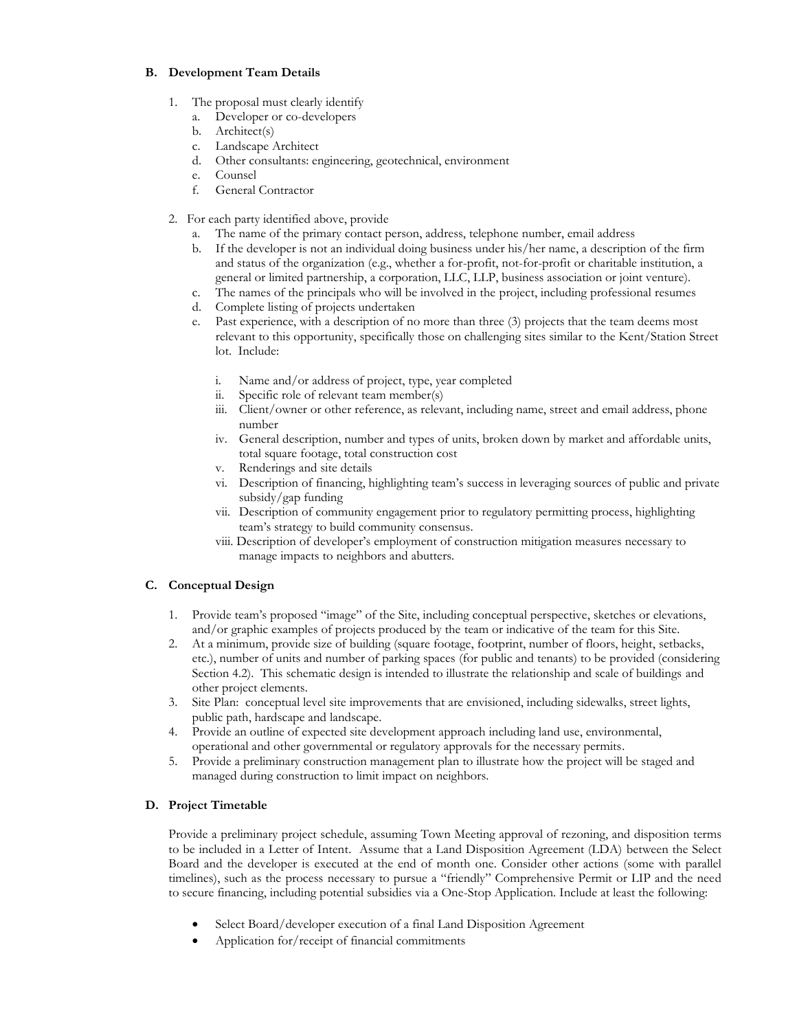### B. Development Team Details

1. The proposal must clearly identify
   a. Developer or co-developers
   b. Architect(s)
   c. Landscape Architect
   d. Other consultants: engineering, geotechnical, environment
   e. Counsel
   f. General Contractor

2. For each party identified above, provide
   a. The name of the primary contact person, address, telephone number, email address
   b. If the developer is not an individual doing business under his/her name, a description of the firm and status of the organization (e.g., whether a for-profit, not-for-profit or charitable institution, a general or limited partnership, a corporation, LLC, LLP, business association or joint venture).
   c. The names of the principals who will be involved in the project, including professional resumes
   d. Complete listing of projects undertaken
   e. Past experience, with a description of no more than three (3) projects that the team deems most relevant to this opportunity, specifically those on challenging sites similar to the Kent/Station Street lot. Include:

      i. Name and/or address of project, type, year completed
      ii. Specific role of relevant team member(s)
      iii. Client/owner or other reference, as relevant, including name, street and email address, phone number
      iv. General description, number and types of units, broken down by market and affordable units, total square footage, total construction cost
      v. Renderings and site details
      vi. Description of financing, highlighting team's success in leveraging sources of public and private subsidy/gap funding
      vii. Description of community engagement prior to regulatory permitting process, highlighting team's strategy to build community consensus.
      viii. Description of developer's employment of construction mitigation measures necessary to manage impacts to neighbors and abutters.

### C. Conceptual Design

1. Provide team's proposed "image" of the Site, including conceptual perspective, sketches or elevations, and/or graphic examples of projects produced by the team or indicative of the team for this Site.
2. At a minimum, provide size of building (square footage, footprint, number of floors, height, setbacks, etc.), number of units and number of parking spaces (for public and tenants) to be provided (considering Section 4.2). This schematic design is intended to illustrate the relationship and scale of buildings and other project elements.
3. Site Plan: conceptual level site improvements that are envisioned, including sidewalks, street lights, public path, hardscape and landscape.
4. Provide an outline of expected site development approach including land use, environmental, operational and other governmental or regulatory approvals for the necessary permits.
5. Provide a preliminary construction management plan to illustrate how the project will be staged and managed during construction to limit impact on neighbors.

### D. Project Timetable

Provide a preliminary project schedule, assuming Town Meeting approval of rezoning, and disposition terms to be included in a Letter of Intent. Assume that a Land Disposition Agreement (LDA) between the Select Board and the developer is executed at the end of month one. Consider other actions (some with parallel timelines), such as the process necessary to pursue a "friendly" Comprehensive Permit or LIP and the need to secure financing, including potential subsidies via a One-Stop Application. Include at least the following:

- Select Board/developer execution of a final Land Disposition Agreement
- Application for/receipt of financial commitments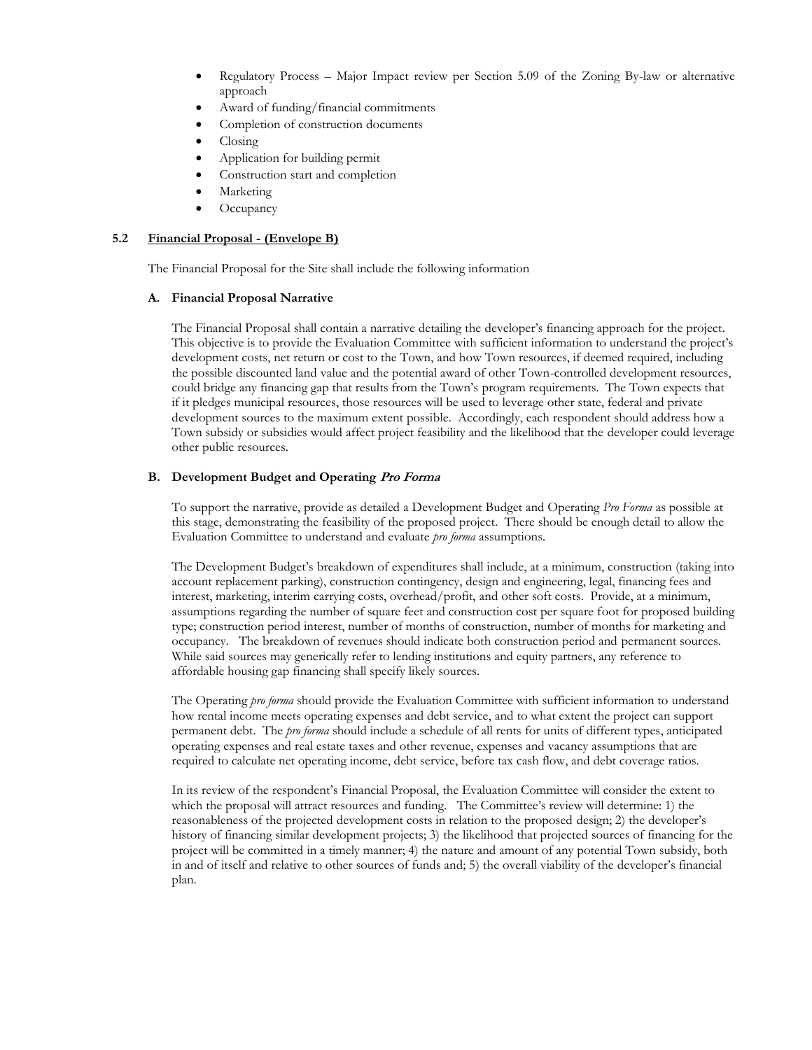- Regulatory Process – Major Impact review per Section 5.09 of the Zoning By-law or alternative approach
- Award of funding/financial commitments
- Completion of construction documents
- Closing
- Application for building permit
- Construction start and completion
- Marketing
- Occupancy

### 5.2 Financial Proposal - (Envelope B)

The Financial Proposal for the Site shall include the following information

#### A. Financial Proposal Narrative

The Financial Proposal shall contain a narrative detailing the developer's financing approach for the project. This objective is to provide the Evaluation Committee with sufficient information to understand the project's development costs, net return or cost to the Town, and how Town resources, if deemed required, including the possible discounted land value and the potential award of other Town-controlled development resources, could bridge any financing gap that results from the Town's program requirements. The Town expects that if it pledges municipal resources, those resources will be used to leverage other state, federal and private development sources to the maximum extent possible. Accordingly, each respondent should address how a Town subsidy or subsidies would affect project feasibility and the likelihood that the developer could leverage other public resources.

#### B. Development Budget and Operating *Pro Forma*

To support the narrative, provide as detailed a Development Budget and Operating *Pro Forma* as possible at this stage, demonstrating the feasibility of the proposed project. There should be enough detail to allow the Evaluation Committee to understand and evaluate *pro forma* assumptions.

The Development Budget's breakdown of expenditures shall include, at a minimum, construction (taking into account replacement parking), construction contingency, design and engineering, legal, financing fees and interest, marketing, interim carrying costs, overhead/profit, and other soft costs. Provide, at a minimum, assumptions regarding the number of square feet and construction cost per square foot for proposed building type; construction period interest, number of months of construction, number of months for marketing and occupancy. The breakdown of revenues should indicate both construction period and permanent sources. While said sources may generically refer to lending institutions and equity partners, any reference to affordable housing gap financing shall specify likely sources.

The Operating *pro forma* should provide the Evaluation Committee with sufficient information to understand how rental income meets operating expenses and debt service, and to what extent the project can support permanent debt. The *pro forma* should include a schedule of all rents for units of different types, anticipated operating expenses and real estate taxes and other revenue, expenses and vacancy assumptions that are required to calculate net operating income, debt service, before tax cash flow, and debt coverage ratios.

In its review of the respondent's Financial Proposal, the Evaluation Committee will consider the extent to which the proposal will attract resources and funding. The Committee's review will determine: 1) the reasonableness of the projected development costs in relation to the proposed design; 2) the developer's history of financing similar development projects; 3) the likelihood that projected sources of financing for the project will be committed in a timely manner; 4) the nature and amount of any potential Town subsidy, both in and of itself and relative to other sources of funds and; 5) the overall viability of the developer's financial plan.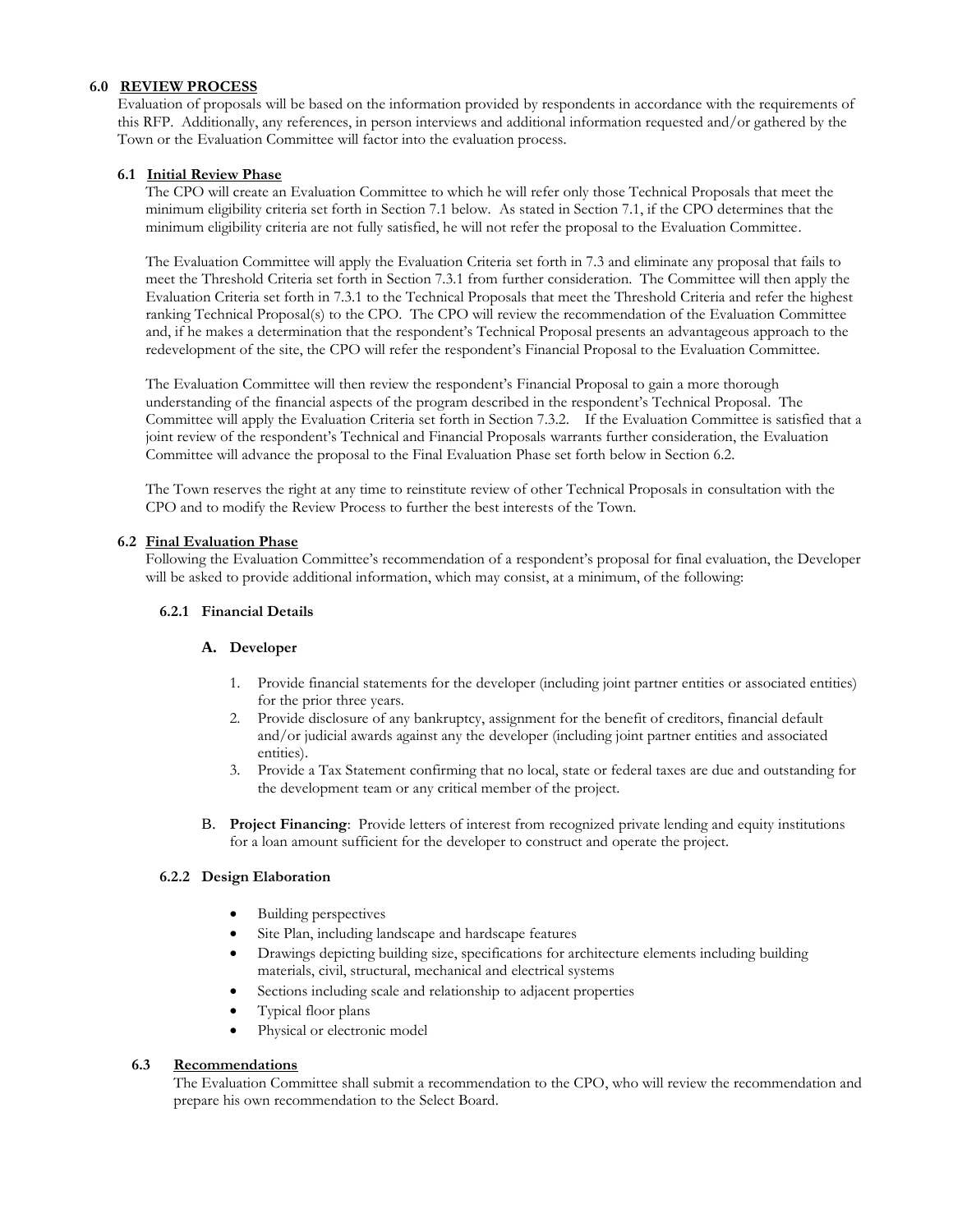## 6.0 REVIEW PROCESS

Evaluation of proposals will be based on the information provided by respondents in accordance with the requirements of this RFP. Additionally, any references, in person interviews and additional information requested and/or gathered by the Town or the Evaluation Committee will factor into the evaluation process.

### 6.1 Initial Review Phase

The CPO will create an Evaluation Committee to which he will refer only those Technical Proposals that meet the minimum eligibility criteria set forth in Section 7.1 below. As stated in Section 7.1, if the CPO determines that the minimum eligibility criteria are not fully satisfied, he will not refer the proposal to the Evaluation Committee.

The Evaluation Committee will apply the Evaluation Criteria set forth in 7.3 and eliminate any proposal that fails to meet the Threshold Criteria set forth in Section 7.3.1 from further consideration. The Committee will then apply the Evaluation Criteria set forth in 7.3.1 to the Technical Proposals that meet the Threshold Criteria and refer the highest ranking Technical Proposal(s) to the CPO. The CPO will review the recommendation of the Evaluation Committee and, if he makes a determination that the respondent's Technical Proposal presents an advantageous approach to the redevelopment of the site, the CPO will refer the respondent's Financial Proposal to the Evaluation Committee.

The Evaluation Committee will then review the respondent's Financial Proposal to gain a more thorough understanding of the financial aspects of the program described in the respondent's Technical Proposal. The Committee will apply the Evaluation Criteria set forth in Section 7.3.2. If the Evaluation Committee is satisfied that a joint review of the respondent's Technical and Financial Proposals warrants further consideration, the Evaluation Committee will advance the proposal to the Final Evaluation Phase set forth below in Section 6.2.

The Town reserves the right at any time to reinstitute review of other Technical Proposals in consultation with the CPO and to modify the Review Process to further the best interests of the Town.

### 6.2 Final Evaluation Phase

Following the Evaluation Committee's recommendation of a respondent's proposal for final evaluation, the Developer will be asked to provide additional information, which may consist, at a minimum, of the following:

#### 6.2.1 Financial Details

**A. Developer**

1. Provide financial statements for the developer (including joint partner entities or associated entities) for the prior three years.
2. Provide disclosure of any bankruptcy, assignment for the benefit of creditors, financial default and/or judicial awards against any the developer (including joint partner entities and associated entities).
3. Provide a Tax Statement confirming that no local, state or federal taxes are due and outstanding for the development team or any critical member of the project.

B. **Project Financing**: Provide letters of interest from recognized private lending and equity institutions for a loan amount sufficient for the developer to construct and operate the project.

#### 6.2.2 Design Elaboration

- Building perspectives
- Site Plan, including landscape and hardscape features
- Drawings depicting building size, specifications for architecture elements including building materials, civil, structural, mechanical and electrical systems
- Sections including scale and relationship to adjacent properties
- Typical floor plans
- Physical or electronic model

### 6.3 Recommendations

The Evaluation Committee shall submit a recommendation to the CPO, who will review the recommendation and prepare his own recommendation to the Select Board.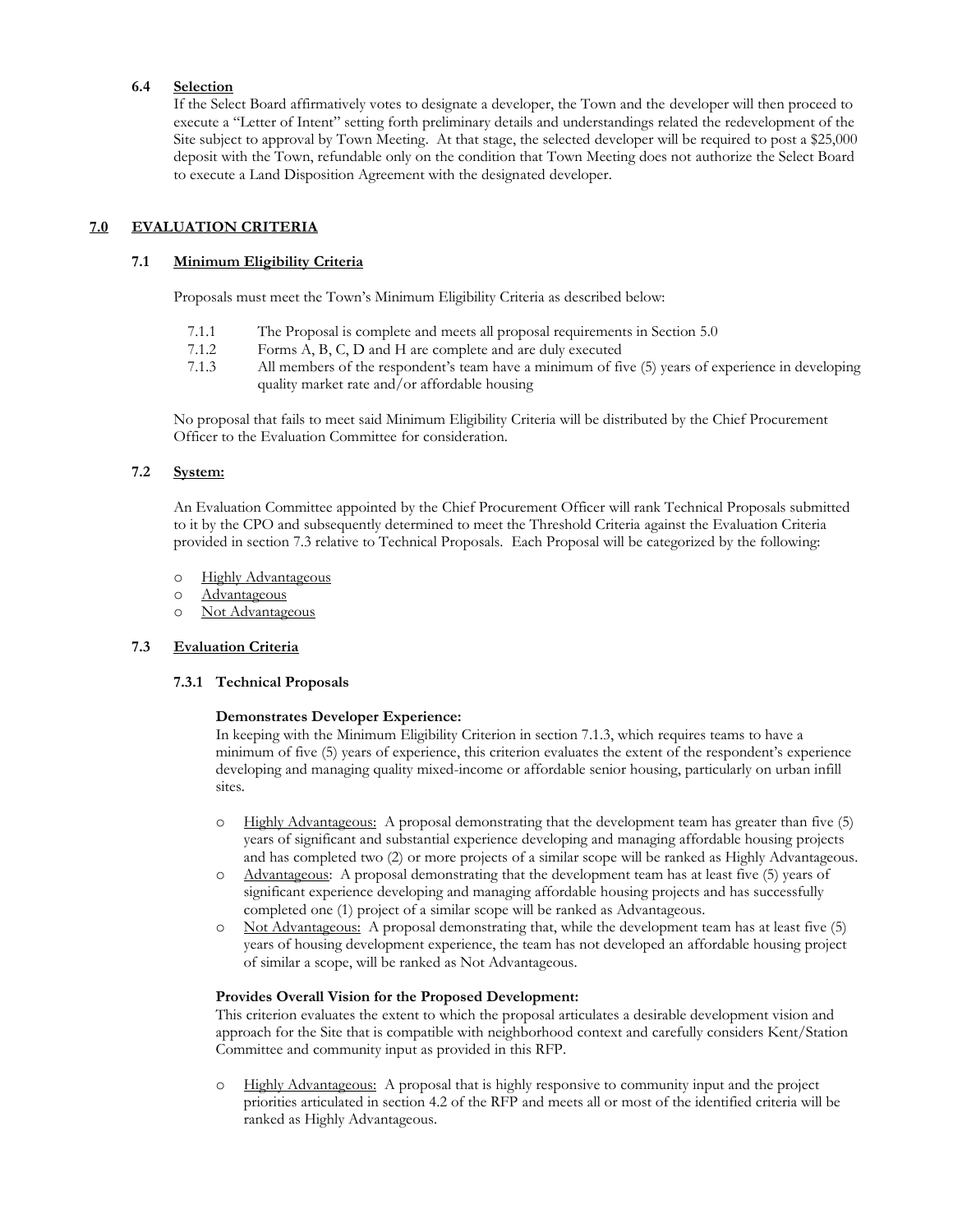### 6.4 Selection

If the Select Board affirmatively votes to designate a developer, the Town and the developer will then proceed to execute a "Letter of Intent" setting forth preliminary details and understandings related the redevelopment of the Site subject to approval by Town Meeting. At that stage, the selected developer will be required to post a $25,000 deposit with the Town, refundable only on the condition that Town Meeting does not authorize the Select Board to execute a Land Disposition Agreement with the designated developer.

## 7.0 EVALUATION CRITERIA

### 7.1 Minimum Eligibility Criteria

Proposals must meet the Town's Minimum Eligibility Criteria as described below:

- 7.1.1 The Proposal is complete and meets all proposal requirements in Section 5.0
- 7.1.2 Forms A, B, C, D and H are complete and are duly executed
- 7.1.3 All members of the respondent's team have a minimum of five (5) years of experience in developing quality market rate and/or affordable housing

No proposal that fails to meet said Minimum Eligibility Criteria will be distributed by the Chief Procurement Officer to the Evaluation Committee for consideration.

### 7.2 System:

An Evaluation Committee appointed by the Chief Procurement Officer will rank Technical Proposals submitted to it by the CPO and subsequently determined to meet the Threshold Criteria against the Evaluation Criteria provided in section 7.3 relative to Technical Proposals. Each Proposal will be categorized by the following:

- Highly Advantageous
- Advantageous
- Not Advantageous

### 7.3 Evaluation Criteria

#### 7.3.1 Technical Proposals

**Demonstrates Developer Experience:**

In keeping with the Minimum Eligibility Criterion in section 7.1.3, which requires teams to have a minimum of five (5) years of experience, this criterion evaluates the extent of the respondent's experience developing and managing quality mixed-income or affordable senior housing, particularly on urban infill sites.

- Highly Advantageous: A proposal demonstrating that the development team has greater than five (5) years of significant and substantial experience developing and managing affordable housing projects and has completed two (2) or more projects of a similar scope will be ranked as Highly Advantageous.
- Advantageous: A proposal demonstrating that the development team has at least five (5) years of significant experience developing and managing affordable housing projects and has successfully completed one (1) project of a similar scope will be ranked as Advantageous.
- Not Advantageous: A proposal demonstrating that, while the development team has at least five (5) years of housing development experience, the team has not developed an affordable housing project of similar a scope, will be ranked as Not Advantageous.

**Provides Overall Vision for the Proposed Development:**

This criterion evaluates the extent to which the proposal articulates a desirable development vision and approach for the Site that is compatible with neighborhood context and carefully considers Kent/Station Committee and community input as provided in this RFP.

- Highly Advantageous: A proposal that is highly responsive to community input and the project priorities articulated in section 4.2 of the RFP and meets all or most of the identified criteria will be ranked as Highly Advantageous.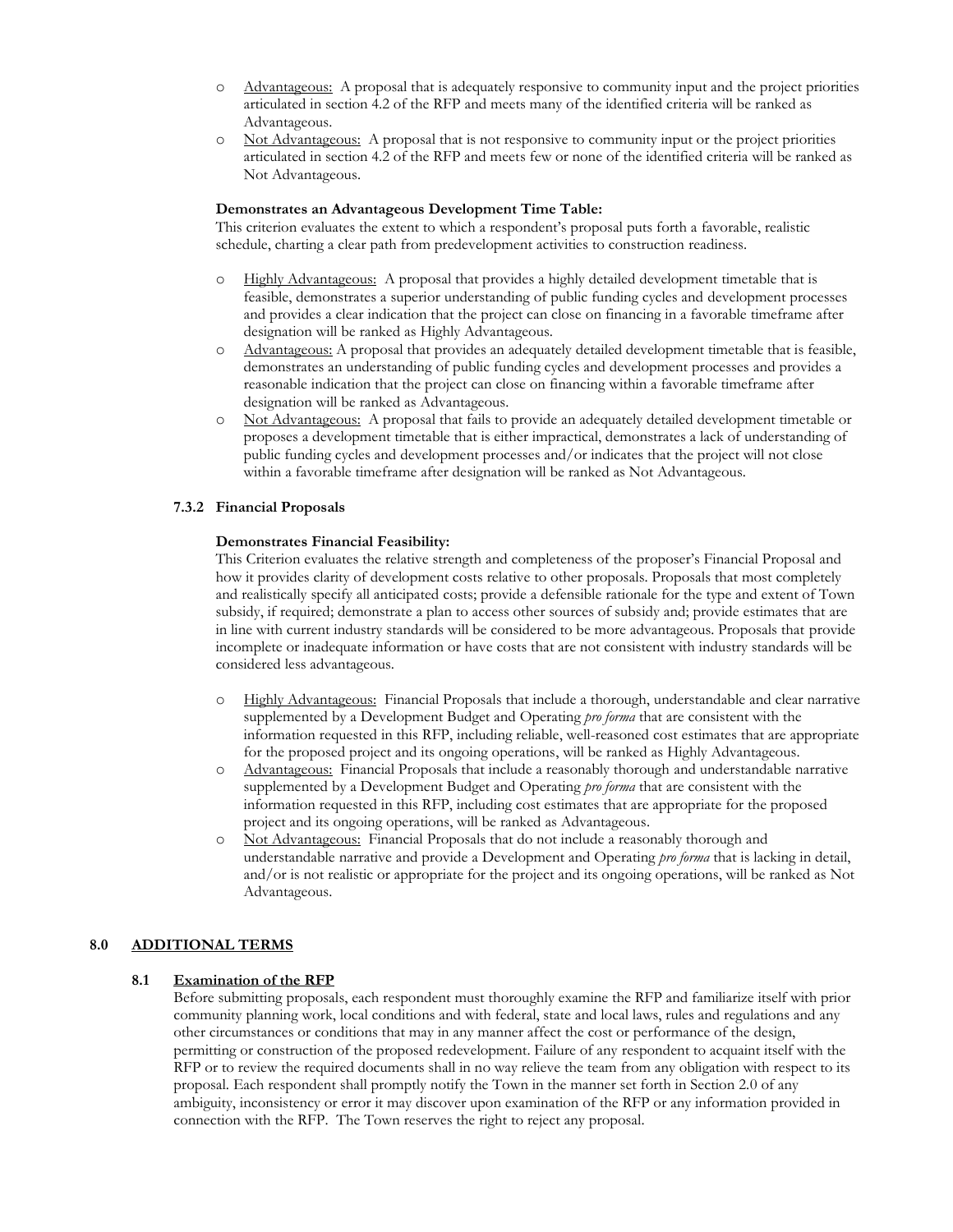- <u>Advantageous:</u> A proposal that is adequately responsive to community input and the project priorities articulated in section 4.2 of the RFP and meets many of the identified criteria will be ranked as Advantageous.
- <u>Not Advantageous:</u> A proposal that is not responsive to community input or the project priorities articulated in section 4.2 of the RFP and meets few or none of the identified criteria will be ranked as Not Advantageous.

**Demonstrates an Advantageous Development Time Table:**
This criterion evaluates the extent to which a respondent's proposal puts forth a favorable, realistic schedule, charting a clear path from predevelopment activities to construction readiness.

- <u>Highly Advantageous:</u> A proposal that provides a highly detailed development timetable that is feasible, demonstrates a superior understanding of public funding cycles and development processes and provides a clear indication that the project can close on financing in a favorable timeframe after designation will be ranked as Highly Advantageous.
- <u>Advantageous:</u> A proposal that provides an adequately detailed development timetable that is feasible, demonstrates an understanding of public funding cycles and development processes and provides a reasonable indication that the project can close on financing within a favorable timeframe after designation will be ranked as Advantageous.
- <u>Not Advantageous:</u> A proposal that fails to provide an adequately detailed development timetable or proposes a development timetable that is either impractical, demonstrates a lack of understanding of public funding cycles and development processes and/or indicates that the project will not close within a favorable timeframe after designation will be ranked as Not Advantageous.

#### 7.3.2 Financial Proposals

**Demonstrates Financial Feasibility:**
This Criterion evaluates the relative strength and completeness of the proposer's Financial Proposal and how it provides clarity of development costs relative to other proposals. Proposals that most completely and realistically specify all anticipated costs; provide a defensible rationale for the type and extent of Town subsidy, if required; demonstrate a plan to access other sources of subsidy and; provide estimates that are in line with current industry standards will be considered to be more advantageous. Proposals that provide incomplete or inadequate information or have costs that are not consistent with industry standards will be considered less advantageous.

- <u>Highly Advantageous:</u> Financial Proposals that include a thorough, understandable and clear narrative supplemented by a Development Budget and Operating *pro forma* that are consistent with the information requested in this RFP, including reliable, well-reasoned cost estimates that are appropriate for the proposed project and its ongoing operations, will be ranked as Highly Advantageous.
- <u>Advantageous:</u> Financial Proposals that include a reasonably thorough and understandable narrative supplemented by a Development Budget and Operating *pro forma* that are consistent with the information requested in this RFP, including cost estimates that are appropriate for the proposed project and its ongoing operations, will be ranked as Advantageous.
- <u>Not Advantageous:</u> Financial Proposals that do not include a reasonably thorough and understandable narrative and provide a Development and Operating *pro forma* that is lacking in detail, and/or is not realistic or appropriate for the project and its ongoing operations, will be ranked as Not Advantageous.

## 8.0 <u>ADDITIONAL TERMS</u>

### 8.1 <u>Examination of the RFP</u>

Before submitting proposals, each respondent must thoroughly examine the RFP and familiarize itself with prior community planning work, local conditions and with federal, state and local laws, rules and regulations and any other circumstances or conditions that may in any manner affect the cost or performance of the design, permitting or construction of the proposed redevelopment. Failure of any respondent to acquaint itself with the RFP or to review the required documents shall in no way relieve the team from any obligation with respect to its proposal. Each respondent shall promptly notify the Town in the manner set forth in Section 2.0 of any ambiguity, inconsistency or error it may discover upon examination of the RFP or any information provided in connection with the RFP. The Town reserves the right to reject any proposal.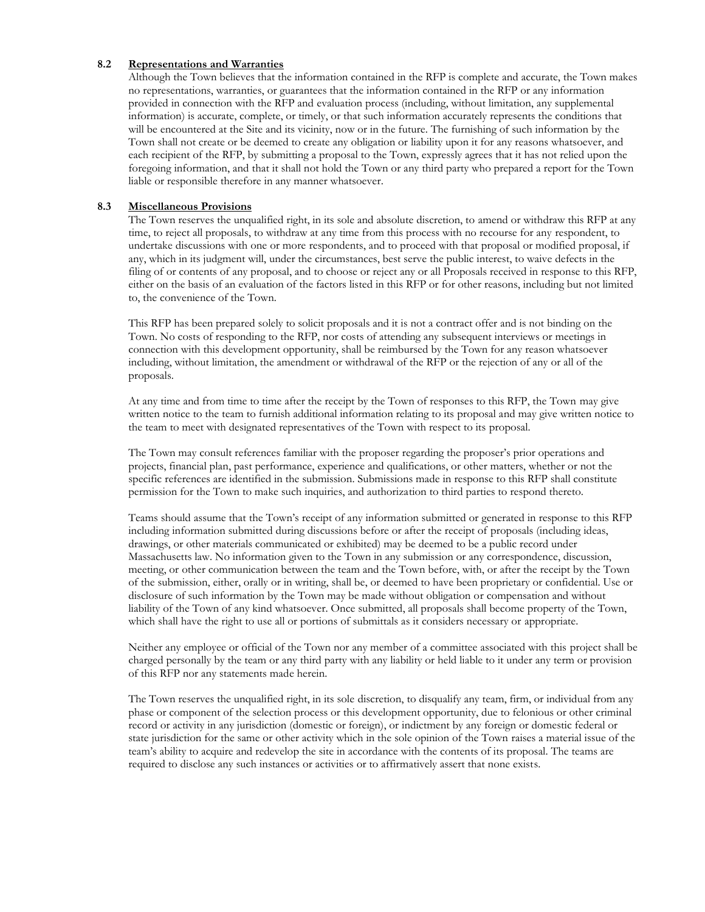### 8.2 Representations and Warranties

Although the Town believes that the information contained in the RFP is complete and accurate, the Town makes no representations, warranties, or guarantees that the information contained in the RFP or any information provided in connection with the RFP and evaluation process (including, without limitation, any supplemental information) is accurate, complete, or timely, or that such information accurately represents the conditions that will be encountered at the Site and its vicinity, now or in the future. The furnishing of such information by the Town shall not create or be deemed to create any obligation or liability upon it for any reasons whatsoever, and each recipient of the RFP, by submitting a proposal to the Town, expressly agrees that it has not relied upon the foregoing information, and that it shall not hold the Town or any third party who prepared a report for the Town liable or responsible therefore in any manner whatsoever.

### 8.3 Miscellaneous Provisions

The Town reserves the unqualified right, in its sole and absolute discretion, to amend or withdraw this RFP at any time, to reject all proposals, to withdraw at any time from this process with no recourse for any respondent, to undertake discussions with one or more respondents, and to proceed with that proposal or modified proposal, if any, which in its judgment will, under the circumstances, best serve the public interest, to waive defects in the filing of or contents of any proposal, and to choose or reject any or all Proposals received in response to this RFP, either on the basis of an evaluation of the factors listed in this RFP or for other reasons, including but not limited to, the convenience of the Town.

This RFP has been prepared solely to solicit proposals and it is not a contract offer and is not binding on the Town. No costs of responding to the RFP, nor costs of attending any subsequent interviews or meetings in connection with this development opportunity, shall be reimbursed by the Town for any reason whatsoever including, without limitation, the amendment or withdrawal of the RFP or the rejection of any or all of the proposals.

At any time and from time to time after the receipt by the Town of responses to this RFP, the Town may give written notice to the team to furnish additional information relating to its proposal and may give written notice to the team to meet with designated representatives of the Town with respect to its proposal.

The Town may consult references familiar with the proposer regarding the proposer's prior operations and projects, financial plan, past performance, experience and qualifications, or other matters, whether or not the specific references are identified in the submission. Submissions made in response to this RFP shall constitute permission for the Town to make such inquiries, and authorization to third parties to respond thereto.

Teams should assume that the Town's receipt of any information submitted or generated in response to this RFP including information submitted during discussions before or after the receipt of proposals (including ideas, drawings, or other materials communicated or exhibited) may be deemed to be a public record under Massachusetts law. No information given to the Town in any submission or any correspondence, discussion, meeting, or other communication between the team and the Town before, with, or after the receipt by the Town of the submission, either, orally or in writing, shall be, or deemed to have been proprietary or confidential. Use or disclosure of such information by the Town may be made without obligation or compensation and without liability of the Town of any kind whatsoever. Once submitted, all proposals shall become property of the Town, which shall have the right to use all or portions of submittals as it considers necessary or appropriate.

Neither any employee or official of the Town nor any member of a committee associated with this project shall be charged personally by the team or any third party with any liability or held liable to it under any term or provision of this RFP nor any statements made herein.

The Town reserves the unqualified right, in its sole discretion, to disqualify any team, firm, or individual from any phase or component of the selection process or this development opportunity, due to felonious or other criminal record or activity in any jurisdiction (domestic or foreign), or indictment by any foreign or domestic federal or state jurisdiction for the same or other activity which in the sole opinion of the Town raises a material issue of the team's ability to acquire and redevelop the site in accordance with the contents of its proposal. The teams are required to disclose any such instances or activities or to affirmatively assert that none exists.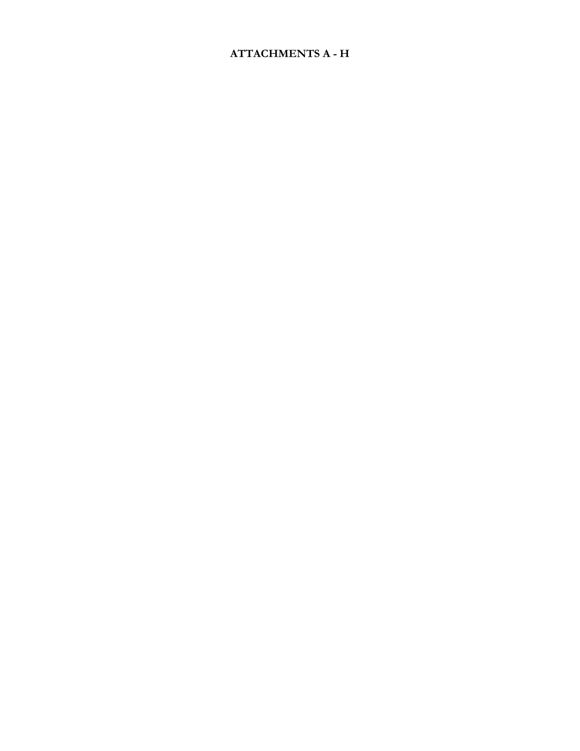# ATTACHMENTS A - H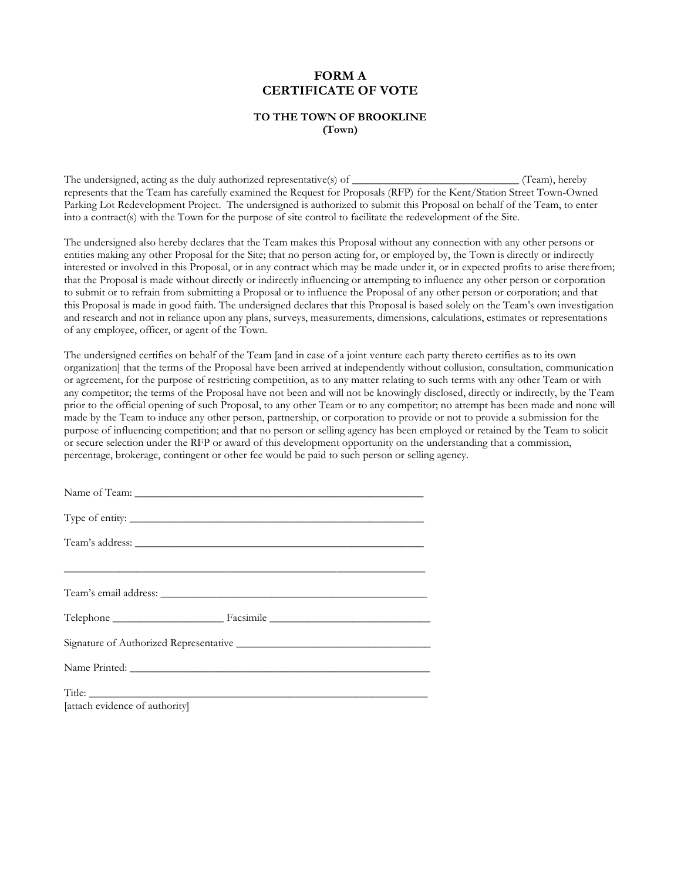# FORM A
# CERTIFICATE OF VOTE

### TO THE TOWN OF BROOKLINE
### (Town)

The undersigned, acting as the duly authorized representative(s) of ______________________________ (Team), hereby represents that the Team has carefully examined the Request for Proposals (RFP) for the Kent/Station Street Town-Owned Parking Lot Redevelopment Project. The undersigned is authorized to submit this Proposal on behalf of the Team, to enter into a contract(s) with the Town for the purpose of site control to facilitate the redevelopment of the Site.

The undersigned also hereby declares that the Team makes this Proposal without any connection with any other persons or entities making any other Proposal for the Site; that no person acting for, or employed by, the Town is directly or indirectly interested or involved in this Proposal, or in any contract which may be made under it, or in expected profits to arise therefrom; that the Proposal is made without directly or indirectly influencing or attempting to influence any other person or corporation to submit or to refrain from submitting a Proposal or to influence the Proposal of any other person or corporation; and that this Proposal is made in good faith. The undersigned declares that this Proposal is based solely on the Team's own investigation and research and not in reliance upon any plans, surveys, measurements, dimensions, calculations, estimates or representations of any employee, officer, or agent of the Town.

The undersigned certifies on behalf of the Team [and in case of a joint venture each party thereto certifies as to its own organization] that the terms of the Proposal have been arrived at independently without collusion, consultation, communication or agreement, for the purpose of restricting competition, as to any matter relating to such terms with any other Team or with any competitor; the terms of the Proposal have not been and will not be knowingly disclosed, directly or indirectly, by the Team prior to the official opening of such Proposal, to any other Team or to any competitor; no attempt has been made and none will made by the Team to induce any other person, partnership, or corporation to provide or not to provide a submission for the purpose of influencing competition; and that no person or selling agency has been employed or retained by the Team to solicit or secure selection under the RFP or award of this development opportunity on the understanding that a commission, percentage, brokerage, contingent or other fee would be paid to such person or selling agency.

Name of Team: ______________________________________________________

Type of entity: ______________________________________________________

Team's address: _____________________________________________________

_________________________________________________________________

Team's email address: ________________________________________________

Telephone ____________________ Facsimile ____________________________

Signature of Authorized Representative ___________________________________

Name Printed: _______________________________________________________

Title: _____________________________________________________________
[attach evidence of authority]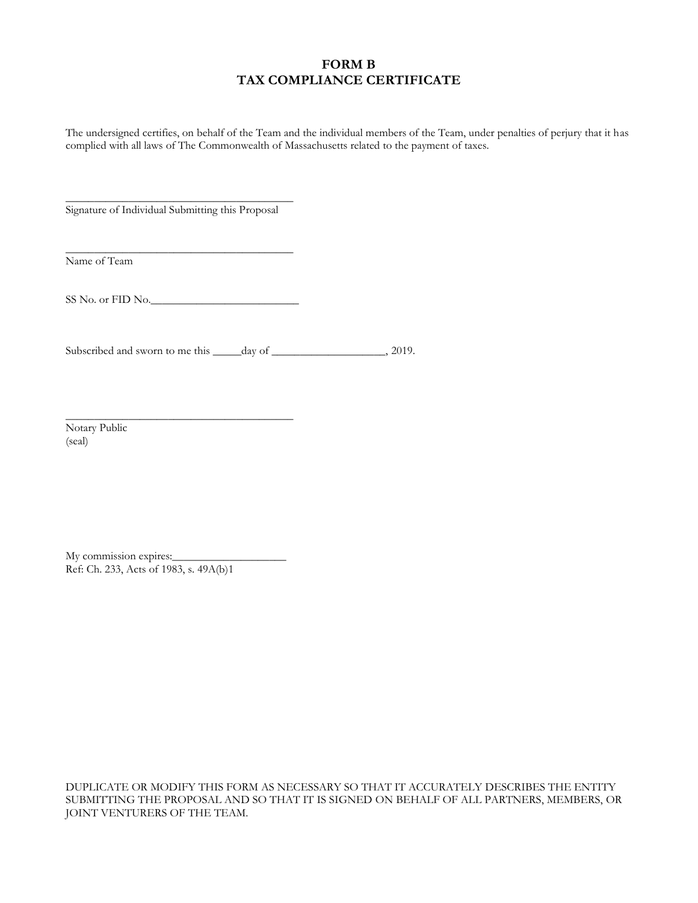# FORM B
# TAX COMPLIANCE CERTIFICATE

The undersigned certifies, on behalf of the Team and the individual members of the Team, under penalties of perjury that it has complied with all laws of The Commonwealth of Massachusetts related to the payment of taxes.

\_\_\_\_\_\_\_\_\_\_\_\_\_\_\_\_\_\_\_\_\_\_\_\_\_\_\_\_\_\_\_\_\_\_\_\_\_\_\_\_\_
Signature of Individual Submitting this Proposal

\_\_\_\_\_\_\_\_\_\_\_\_\_\_\_\_\_\_\_\_\_\_\_\_\_\_\_\_\_\_\_\_\_\_\_\_\_\_\_\_\_
Name of Team

SS No. or FID No.\_\_\_\_\_\_\_\_\_\_\_\_\_\_\_\_\_\_\_\_\_\_\_\_\_\_\_

Subscribed and sworn to me this \_\_\_\_\_day of \_\_\_\_\_\_\_\_\_\_\_\_\_\_\_\_\_\_\_\_\_, 2019.

\_\_\_\_\_\_\_\_\_\_\_\_\_\_\_\_\_\_\_\_\_\_\_\_\_\_\_\_\_\_\_\_\_\_\_\_\_\_\_\_\_
Notary Public
(seal)

My commission expires:\_\_\_\_\_\_\_\_\_\_\_\_\_\_\_\_\_\_\_\_
Ref: Ch. 233, Acts of 1983, s. 49A(b)1

DUPLICATE OR MODIFY THIS FORM AS NECESSARY SO THAT IT ACCURATELY DESCRIBES THE ENTITY SUBMITTING THE PROPOSAL AND SO THAT IT IS SIGNED ON BEHALF OF ALL PARTNERS, MEMBERS, OR JOINT VENTURERS OF THE TEAM.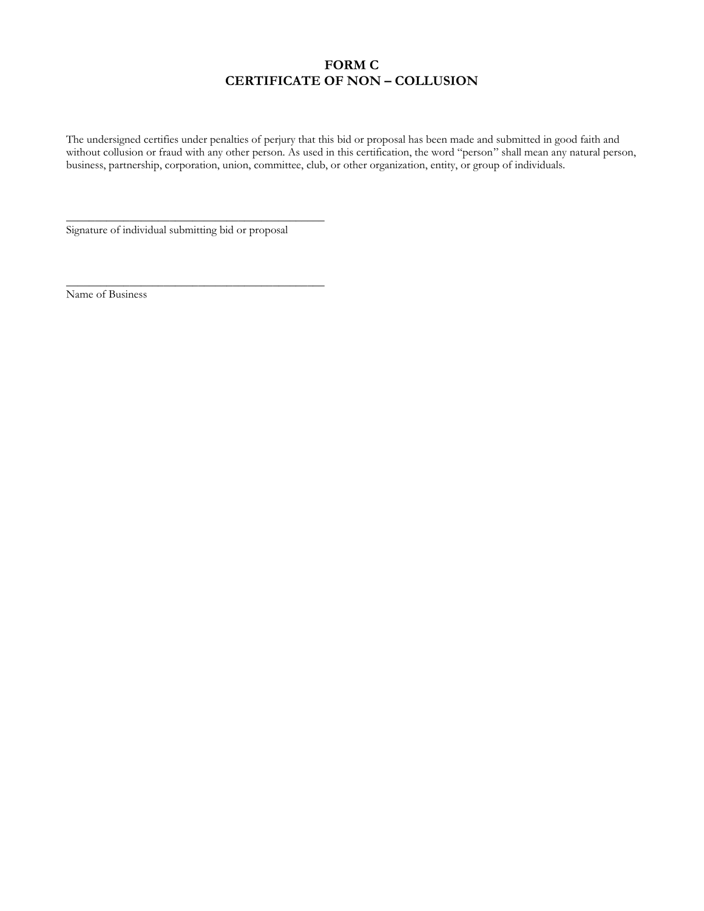# FORM C
# CERTIFICATE OF NON – COLLUSION

The undersigned certifies under penalties of perjury that this bid or proposal has been made and submitted in good faith and without collusion or fraud with any other person. As used in this certification, the word "person" shall mean any natural person, business, partnership, corporation, union, committee, club, or other organization, entity, or group of individuals.

_____________________________________________
Signature of individual submitting bid or proposal

_____________________________________________
Name of Business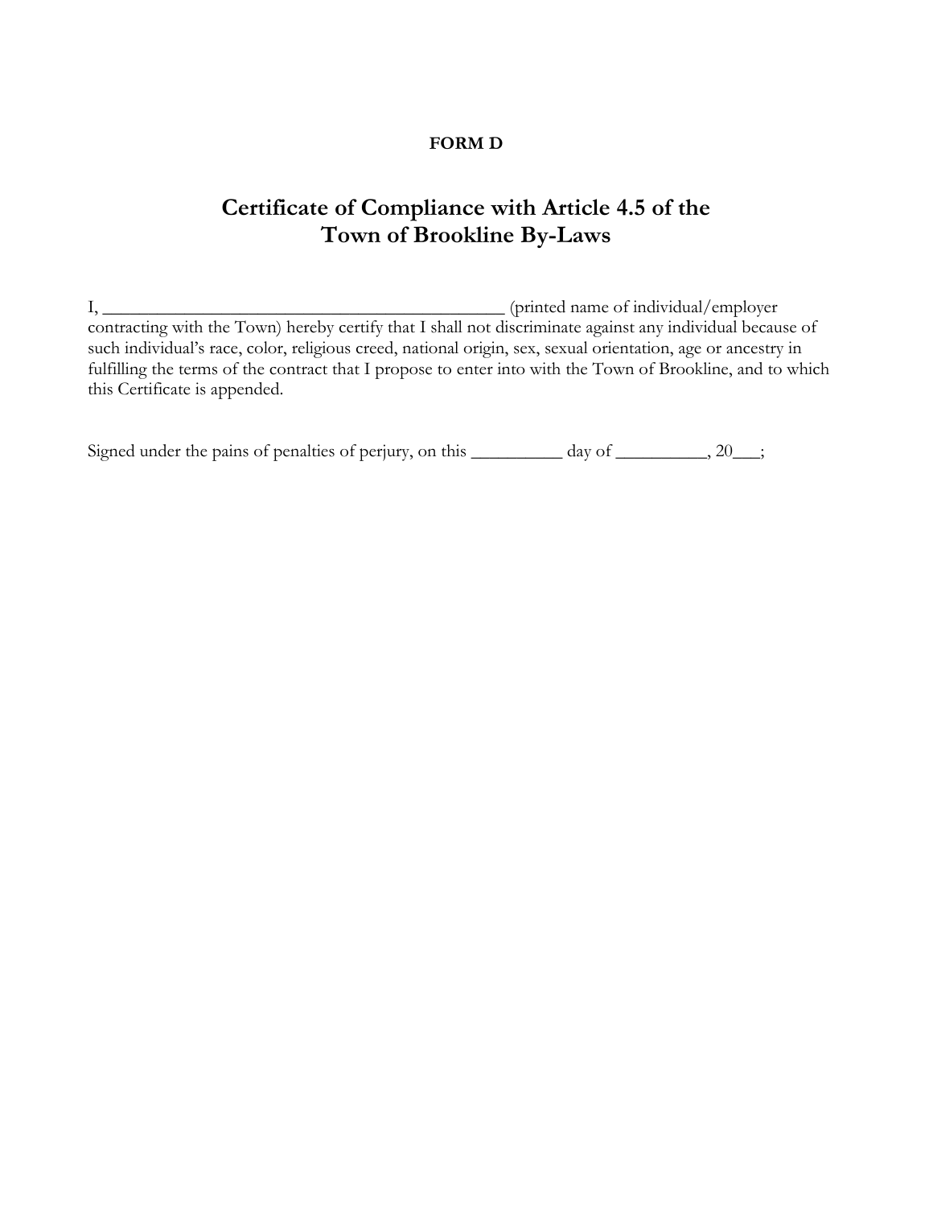**FORM D**

# Certificate of Compliance with Article 4.5 of the Town of Brookline By-Laws

I, ____________________________________________ (printed name of individual/employer contracting with the Town) hereby certify that I shall not discriminate against any individual because of such individual's race, color, religious creed, national origin, sex, sexual orientation, age or ancestry in fulfilling the terms of the contract that I propose to enter into with the Town of Brookline, and to which this Certificate is appended.

Signed under the pains of penalties of perjury, on this __________ day of __________, 20___;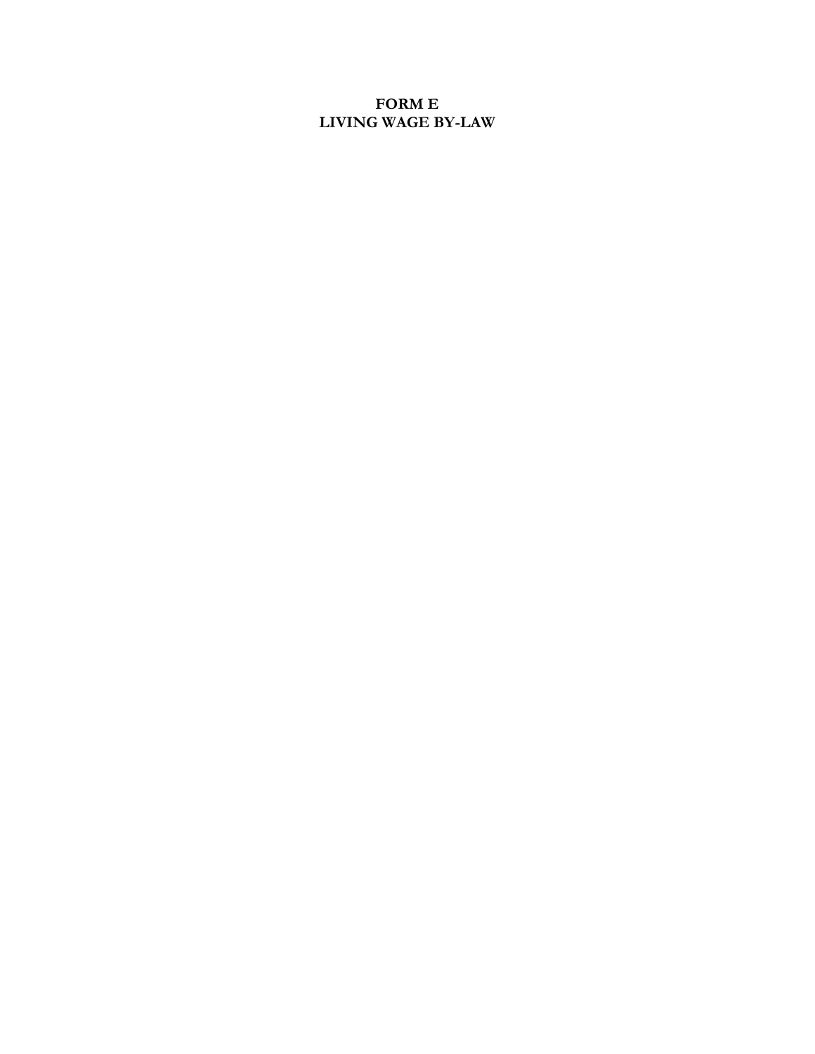# FORM E
# LIVING WAGE BY-LAW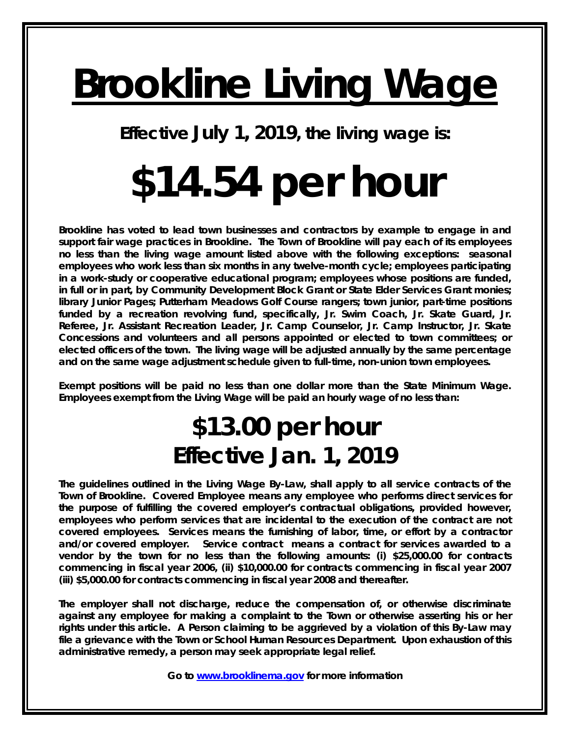# Brookline Living Wage

## Effective July 1, 2019, the living wage is:

# $14.54 per hour

**Brookline has voted to lead town businesses and contractors by example to engage in and support fair wage practices in Brookline. The Town of Brookline will pay each of its employees no less than the living wage amount listed above with the following exceptions: seasonal employees who work less than six months in any twelve-month cycle; employees participating in a work-study or cooperative educational program; employees whose positions are funded, in full or in part, by Community Development Block Grant or State Elder Services Grant monies; library Junior Pages; Putterham Meadows Golf Course rangers; town junior, part-time positions funded by a recreation revolving fund, specifically, Jr. Swim Coach, Jr. Skate Guard, Jr. Referee, Jr. Assistant Recreation Leader, Jr. Camp Counselor, Jr. Camp Instructor, Jr. Skate Concessions and volunteers and all persons appointed or elected to town committees; or elected officers of the town. The living wage will be adjusted annually by the same percentage and on the same wage adjustment schedule given to full-time, non-union town employees.**

**Exempt positions will be paid no less than one dollar more than the State Minimum Wage. Employees exempt from the Living Wage will be paid an hourly wage of no less than:**

## $13.00 per hour
## Effective Jan. 1, 2019

**The guidelines outlined in the Living Wage By-Law, shall apply to all service contracts of the Town of Brookline. Covered Employee means any employee who performs direct services for the purpose of fulfilling the covered employer's contractual obligations, provided however, employees who perform services that are incidental to the execution of the contract are not covered employees. Services means the furnishing of labor, time, or effort by a contractor and/or covered employer. Service contract means a contract for services awarded to a vendor by the town for no less than the following amounts: (i) $25,000.00 for contracts commencing in fiscal year 2006, (ii) $10,000.00 for contracts commencing in fiscal year 2007 (iii) $5,000.00 for contracts commencing in fiscal year 2008 and thereafter.**

**The employer shall not discharge, reduce the compensation of, or otherwise discriminate against any employee for making a complaint to the Town or otherwise asserting his or her rights under this article. A Person claiming to be aggrieved by a violation of this By-Law may file a grievance with the Town or School Human Resources Department. Upon exhaustion of this administrative remedy, a person may seek appropriate legal relief.**

**Go to [www.brooklinema.gov](http://www.brooklinema.gov) for more information**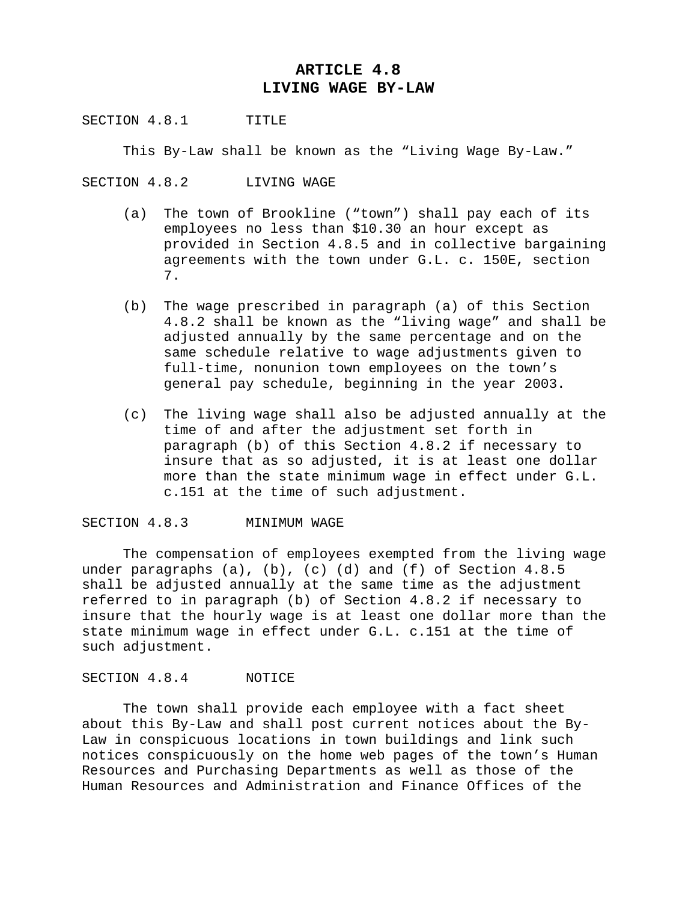# ARTICLE 4.8
# LIVING WAGE BY-LAW

SECTION 4.8.1 TITLE

This By-Law shall be known as the "Living Wage By-Law."

SECTION 4.8.2 LIVING WAGE

(a) The town of Brookline ("town") shall pay each of its employees no less than $10.30 an hour except as provided in Section 4.8.5 and in collective bargaining agreements with the town under G.L. c. 150E, section 7.

(b) The wage prescribed in paragraph (a) of this Section 4.8.2 shall be known as the "living wage" and shall be adjusted annually by the same percentage and on the same schedule relative to wage adjustments given to full-time, nonunion town employees on the town's general pay schedule, beginning in the year 2003.

(c) The living wage shall also be adjusted annually at the time of and after the adjustment set forth in paragraph (b) of this Section 4.8.2 if necessary to insure that as so adjusted, it is at least one dollar more than the state minimum wage in effect under G.L. c.151 at the time of such adjustment.

SECTION 4.8.3 MINIMUM WAGE

The compensation of employees exempted from the living wage under paragraphs (a), (b), (c) (d) and (f) of Section 4.8.5 shall be adjusted annually at the same time as the adjustment referred to in paragraph (b) of Section 4.8.2 if necessary to insure that the hourly wage is at least one dollar more than the state minimum wage in effect under G.L. c.151 at the time of such adjustment.

SECTION 4.8.4 NOTICE

The town shall provide each employee with a fact sheet about this By-Law and shall post current notices about the By-Law in conspicuous locations in town buildings and link such notices conspicuously on the home web pages of the town's Human Resources and Purchasing Departments as well as those of the Human Resources and Administration and Finance Offices of the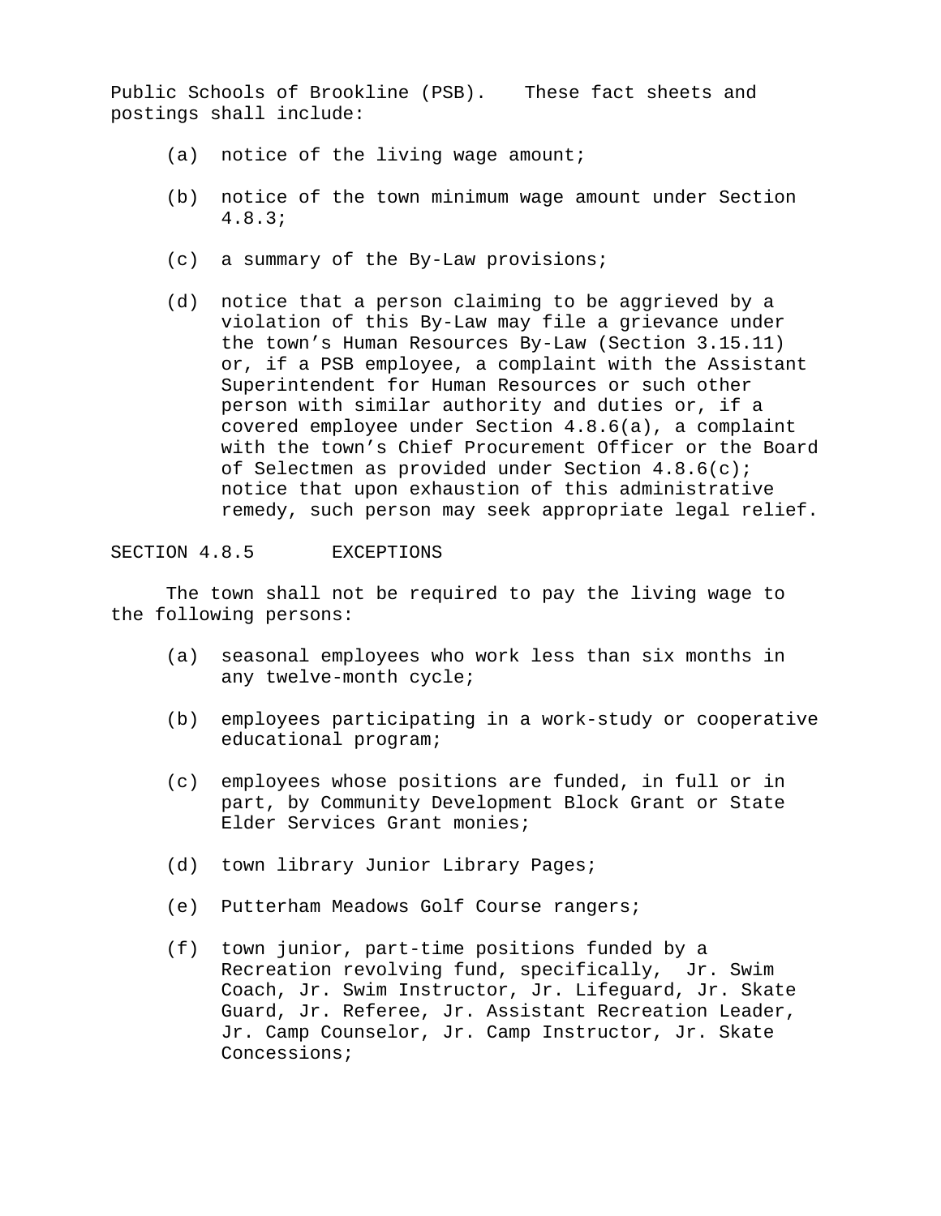Public Schools of Brookline (PSB). These fact sheets and postings shall include:

(a) notice of the living wage amount;

(b) notice of the town minimum wage amount under Section 4.8.3;

(c) a summary of the By-Law provisions;

(d) notice that a person claiming to be aggrieved by a violation of this By-Law may file a grievance under the town's Human Resources By-Law (Section 3.15.11) or, if a PSB employee, a complaint with the Assistant Superintendent for Human Resources or such other person with similar authority and duties or, if a covered employee under Section 4.8.6(a), a complaint with the town's Chief Procurement Officer or the Board of Selectmen as provided under Section 4.8.6(c); notice that upon exhaustion of this administrative remedy, such person may seek appropriate legal relief.

## SECTION 4.8.5 EXCEPTIONS

The town shall not be required to pay the living wage to the following persons:

(a) seasonal employees who work less than six months in any twelve-month cycle;

(b) employees participating in a work-study or cooperative educational program;

(c) employees whose positions are funded, in full or in part, by Community Development Block Grant or State Elder Services Grant monies;

(d) town library Junior Library Pages;

(e) Putterham Meadows Golf Course rangers;

(f) town junior, part-time positions funded by a Recreation revolving fund, specifically, Jr. Swim Coach, Jr. Swim Instructor, Jr. Lifeguard, Jr. Skate Guard, Jr. Referee, Jr. Assistant Recreation Leader, Jr. Camp Counselor, Jr. Camp Instructor, Jr. Skate Concessions;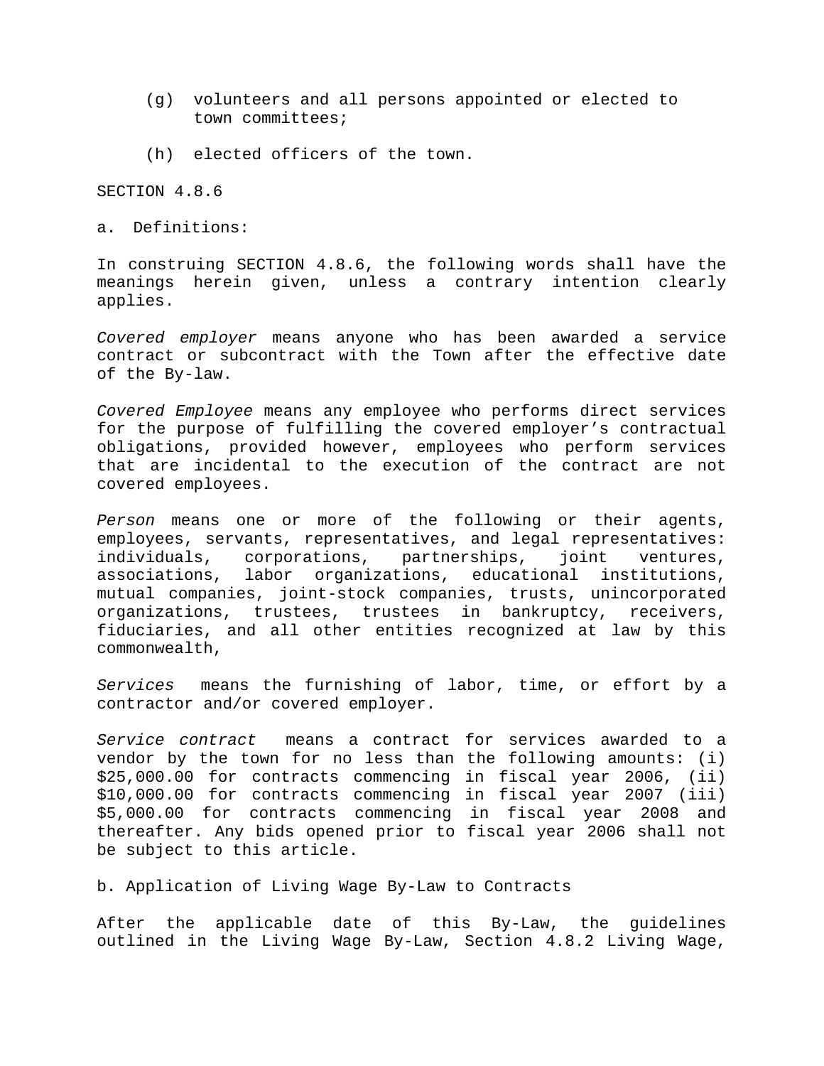(g) volunteers and all persons appointed or elected to town committees;

(h) elected officers of the town.

SECTION 4.8.6

a. Definitions:

In construing SECTION 4.8.6, the following words shall have the meanings herein given, unless a contrary intention clearly applies.

*Covered employer* means anyone who has been awarded a service contract or subcontract with the Town after the effective date of the By-law.

*Covered Employee* means any employee who performs direct services for the purpose of fulfilling the covered employer's contractual obligations, provided however, employees who perform services that are incidental to the execution of the contract are not covered employees.

*Person* means one or more of the following or their agents, employees, servants, representatives, and legal representatives: individuals, corporations, partnerships, joint ventures, associations, labor organizations, educational institutions, mutual companies, joint-stock companies, trusts, unincorporated organizations, trustees, trustees in bankruptcy, receivers, fiduciaries, and all other entities recognized at law by this commonwealth,

*Services* means the furnishing of labor, time, or effort by a contractor and/or covered employer.

*Service contract* means a contract for services awarded to a vendor by the town for no less than the following amounts: (i) $25,000.00 for contracts commencing in fiscal year 2006, (ii) $10,000.00 for contracts commencing in fiscal year 2007 (iii) $5,000.00 for contracts commencing in fiscal year 2008 and thereafter. Any bids opened prior to fiscal year 2006 shall not be subject to this article.

b. Application of Living Wage By-Law to Contracts

After the applicable date of this By-Law, the guidelines outlined in the Living Wage By-Law, Section 4.8.2 Living Wage,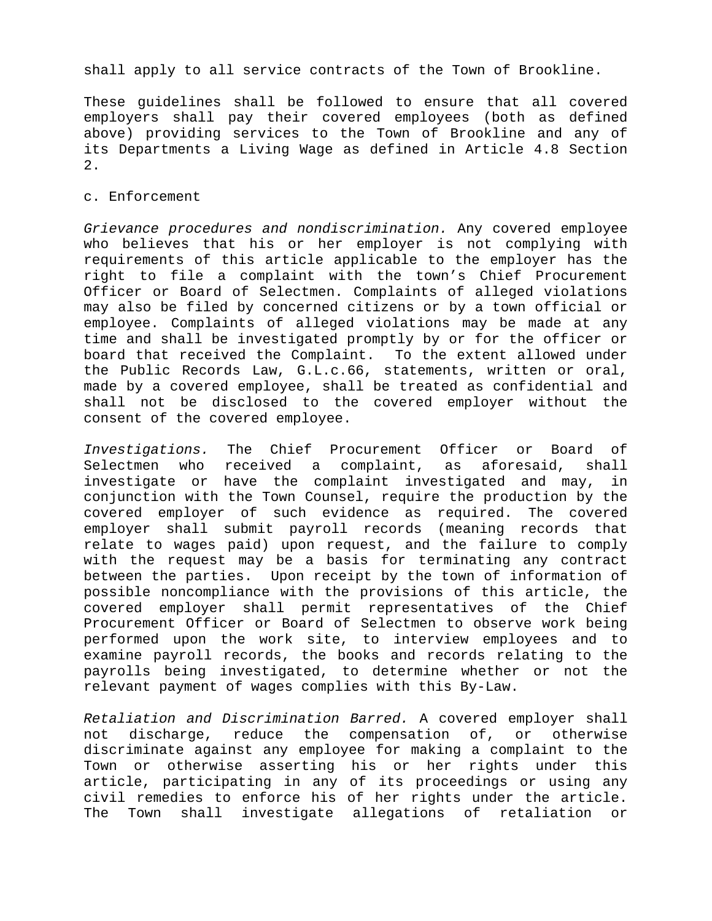shall apply to all service contracts of the Town of Brookline.

These guidelines shall be followed to ensure that all covered employers shall pay their covered employees (both as defined above) providing services to the Town of Brookline and any of its Departments a Living Wage as defined in Article 4.8 Section 2.

c. Enforcement

*Grievance procedures and nondiscrimination.* Any covered employee who believes that his or her employer is not complying with requirements of this article applicable to the employer has the right to file a complaint with the town's Chief Procurement Officer or Board of Selectmen. Complaints of alleged violations may also be filed by concerned citizens or by a town official or employee. Complaints of alleged violations may be made at any time and shall be investigated promptly by or for the officer or board that received the Complaint. To the extent allowed under the Public Records Law, G.L.c.66, statements, written or oral, made by a covered employee, shall be treated as confidential and shall not be disclosed to the covered employer without the consent of the covered employee.

*Investigations.* The Chief Procurement Officer or Board of Selectmen who received a complaint, as aforesaid, shall investigate or have the complaint investigated and may, in conjunction with the Town Counsel, require the production by the covered employer of such evidence as required. The covered employer shall submit payroll records (meaning records that relate to wages paid) upon request, and the failure to comply with the request may be a basis for terminating any contract between the parties. Upon receipt by the town of information of possible noncompliance with the provisions of this article, the covered employer shall permit representatives of the Chief Procurement Officer or Board of Selectmen to observe work being performed upon the work site, to interview employees and to examine payroll records, the books and records relating to the payrolls being investigated, to determine whether or not the relevant payment of wages complies with this By-Law.

*Retaliation and Discrimination Barred.* A covered employer shall not discharge, reduce the compensation of, or otherwise discriminate against any employee for making a complaint to the Town or otherwise asserting his or her rights under this article, participating in any of its proceedings or using any civil remedies to enforce his of her rights under the article. The Town shall investigate allegations of retaliation or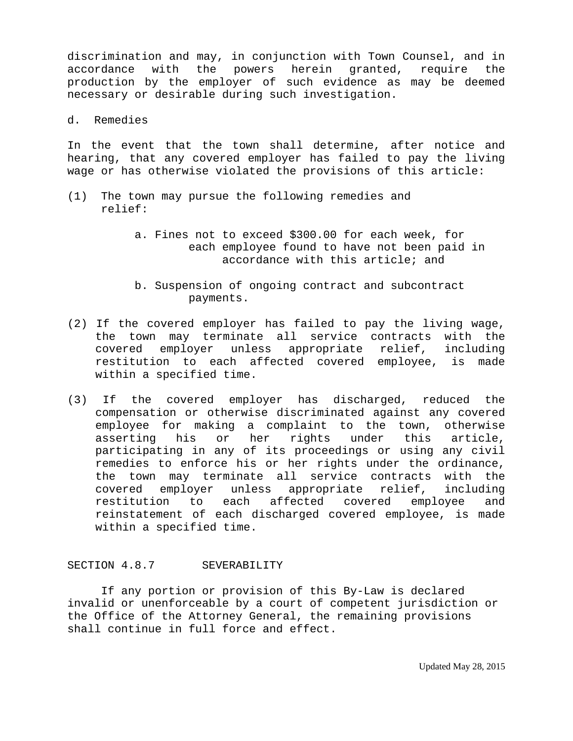discrimination and may, in conjunction with Town Counsel, and in accordance with the powers herein granted, require the production by the employer of such evidence as may be deemed necessary or desirable during such investigation.

d. Remedies

In the event that the town shall determine, after notice and hearing, that any covered employer has failed to pay the living wage or has otherwise violated the provisions of this article:

(1) The town may pursue the following remedies and relief:

   a. Fines not to exceed $300.00 for each week, for each employee found to have not been paid in accordance with this article; and

   b. Suspension of ongoing contract and subcontract payments.

(2) If the covered employer has failed to pay the living wage, the town may terminate all service contracts with the covered employer unless appropriate relief, including restitution to each affected covered employee, is made within a specified time.

(3) If the covered employer has discharged, reduced the compensation or otherwise discriminated against any covered employee for making a complaint to the town, otherwise asserting his or her rights under this article, participating in any of its proceedings or using any civil remedies to enforce his or her rights under the ordinance, the town may terminate all service contracts with the covered employer unless appropriate relief, including restitution to each affected covered employee and reinstatement of each discharged covered employee, is made within a specified time.

## SECTION 4.8.7 SEVERABILITY

If any portion or provision of this By-Law is declared invalid or unenforceable by a court of competent jurisdiction or the Office of the Attorney General, the remaining provisions shall continue in full force and effect.

Updated May 28, 2015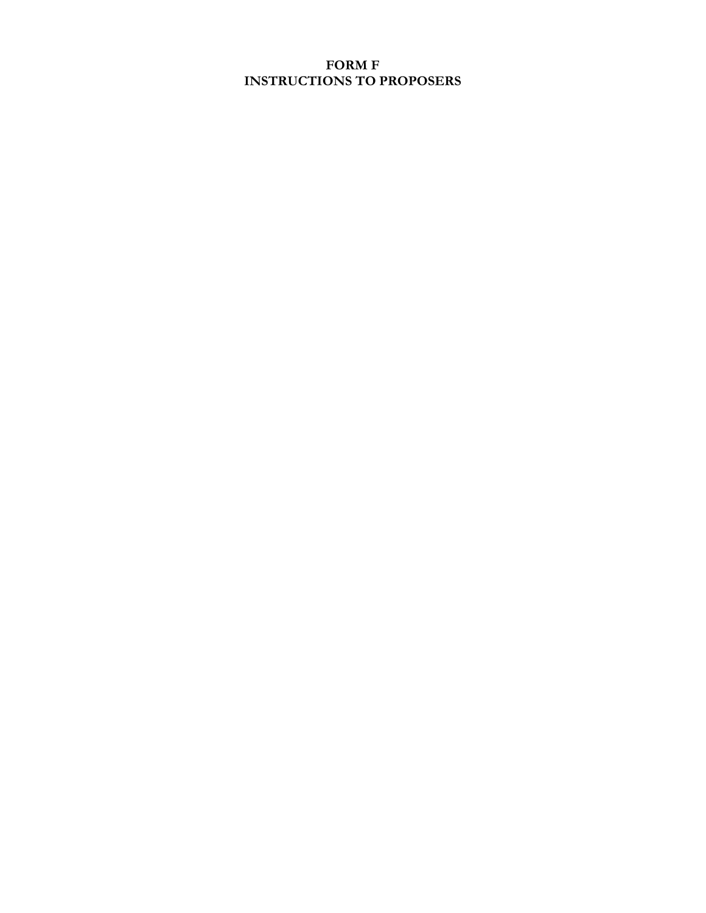# FORM F
# INSTRUCTIONS TO PROPOSERS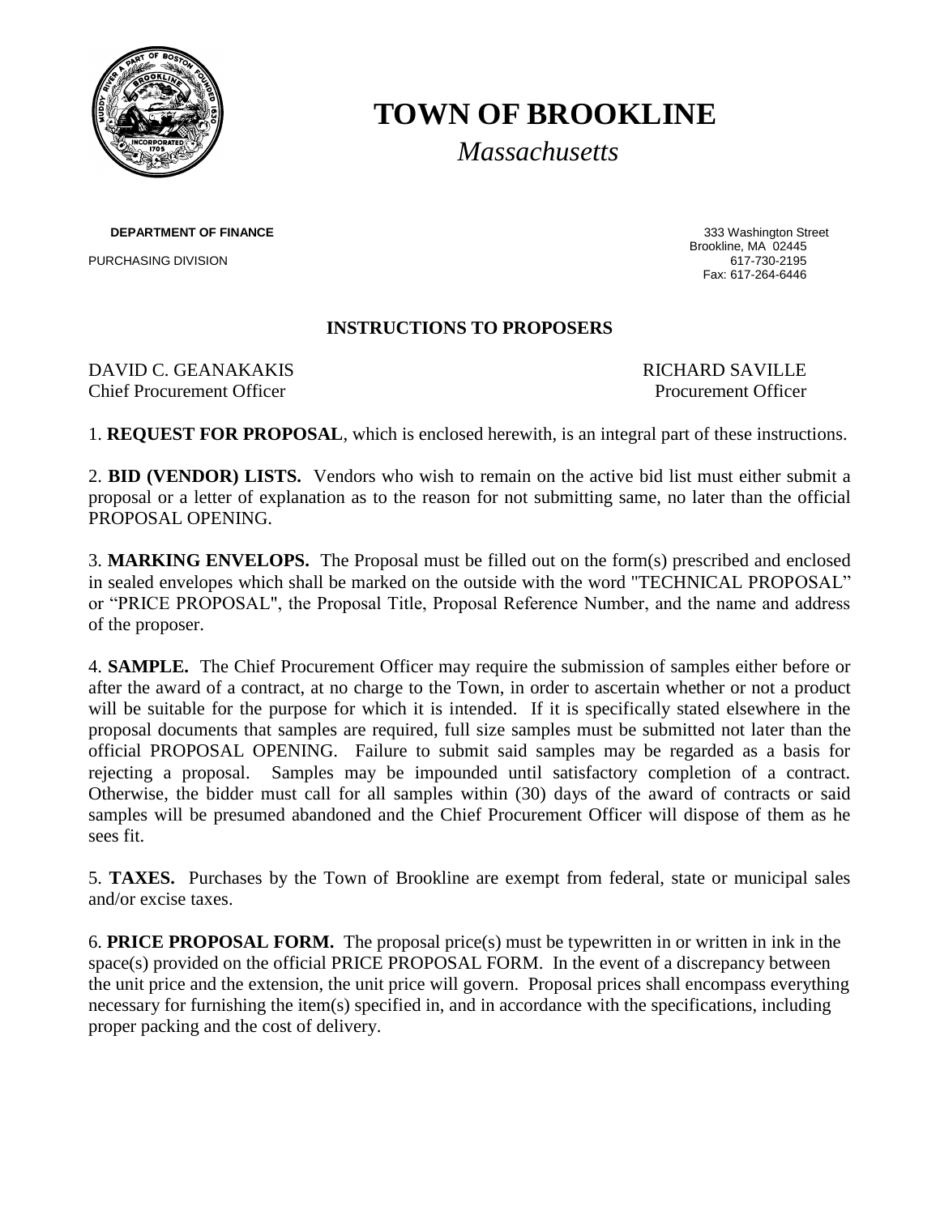# TOWN OF BROOKLINE

*Massachusetts*

**DEPARTMENT OF FINANCE**

PURCHASING DIVISION

333 Washington Street
Brookline, MA 02445
617-730-2195
Fax: 617-264-6446

## INSTRUCTIONS TO PROPOSERS

DAVID C. GEANAKAKIS
Chief Procurement Officer

RICHARD SAVILLE
Procurement Officer

1. **REQUEST FOR PROPOSAL**, which is enclosed herewith, is an integral part of these instructions.

2. **BID (VENDOR) LISTS.** Vendors who wish to remain on the active bid list must either submit a proposal or a letter of explanation as to the reason for not submitting same, no later than the official PROPOSAL OPENING.

3. **MARKING ENVELOPS.** The Proposal must be filled out on the form(s) prescribed and enclosed in sealed envelopes which shall be marked on the outside with the word "TECHNICAL PROPOSAL" or "PRICE PROPOSAL", the Proposal Title, Proposal Reference Number, and the name and address of the proposer.

4. **SAMPLE.** The Chief Procurement Officer may require the submission of samples either before or after the award of a contract, at no charge to the Town, in order to ascertain whether or not a product will be suitable for the purpose for which it is intended. If it is specifically stated elsewhere in the proposal documents that samples are required, full size samples must be submitted not later than the official PROPOSAL OPENING. Failure to submit said samples may be regarded as a basis for rejecting a proposal. Samples may be impounded until satisfactory completion of a contract. Otherwise, the bidder must call for all samples within (30) days of the award of contracts or said samples will be presumed abandoned and the Chief Procurement Officer will dispose of them as he sees fit.

5. **TAXES.** Purchases by the Town of Brookline are exempt from federal, state or municipal sales and/or excise taxes.

6. **PRICE PROPOSAL FORM.** The proposal price(s) must be typewritten in or written in ink in the space(s) provided on the official PRICE PROPOSAL FORM. In the event of a discrepancy between the unit price and the extension, the unit price will govern. Proposal prices shall encompass everything necessary for furnishing the item(s) specified in, and in accordance with the specifications, including proper packing and the cost of delivery.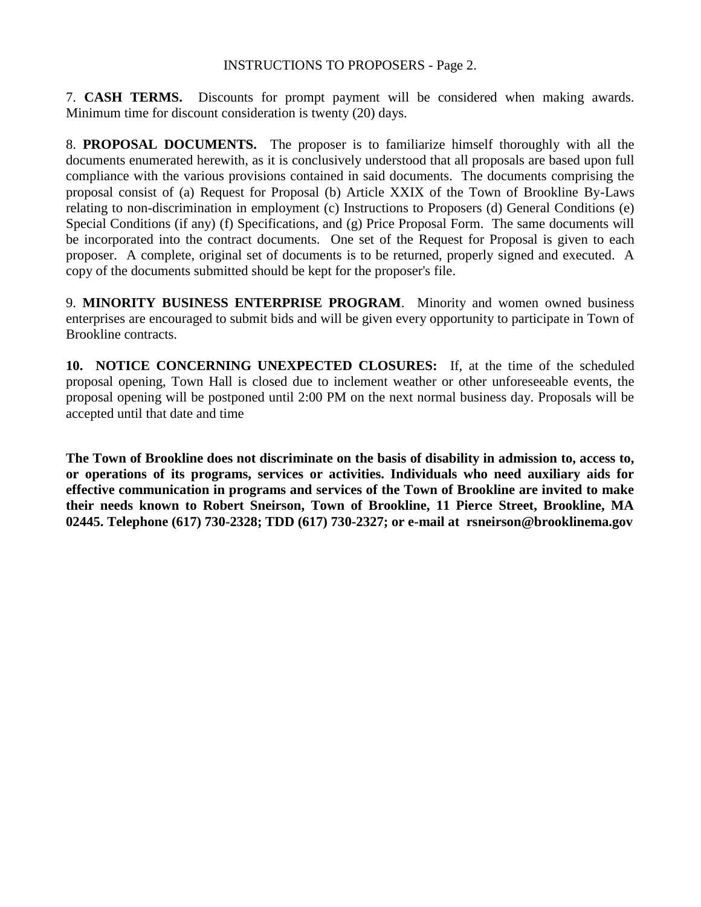7. **CASH TERMS.** Discounts for prompt payment will be considered when making awards. Minimum time for discount consideration is twenty (20) days.

8. **PROPOSAL DOCUMENTS.** The proposer is to familiarize himself thoroughly with all the documents enumerated herewith, as it is conclusively understood that all proposals are based upon full compliance with the various provisions contained in said documents. The documents comprising the proposal consist of (a) Request for Proposal (b) Article XXIX of the Town of Brookline By-Laws relating to non-discrimination in employment (c) Instructions to Proposers (d) General Conditions (e) Special Conditions (if any) (f) Specifications, and (g) Price Proposal Form. The same documents will be incorporated into the contract documents. One set of the Request for Proposal is given to each proposer. A complete, original set of documents is to be returned, properly signed and executed. A copy of the documents submitted should be kept for the proposer's file.

9. **MINORITY BUSINESS ENTERPRISE PROGRAM**. Minority and women owned business enterprises are encouraged to submit bids and will be given every opportunity to participate in Town of Brookline contracts.

**10. NOTICE CONCERNING UNEXPECTED CLOSURES:** If, at the time of the scheduled proposal opening, Town Hall is closed due to inclement weather or other unforeseeable events, the proposal opening will be postponed until 2:00 PM on the next normal business day. Proposals will be accepted until that date and time

**The Town of Brookline does not discriminate on the basis of disability in admission to, access to, or operations of its programs, services or activities. Individuals who need auxiliary aids for effective communication in programs and services of the Town of Brookline are invited to make their needs known to Robert Sneirson, Town of Brookline, 11 Pierce Street, Brookline, MA 02445. Telephone (617) 730-2328; TDD (617) 730-2327; or e-mail at rsneirson@brooklinema.gov**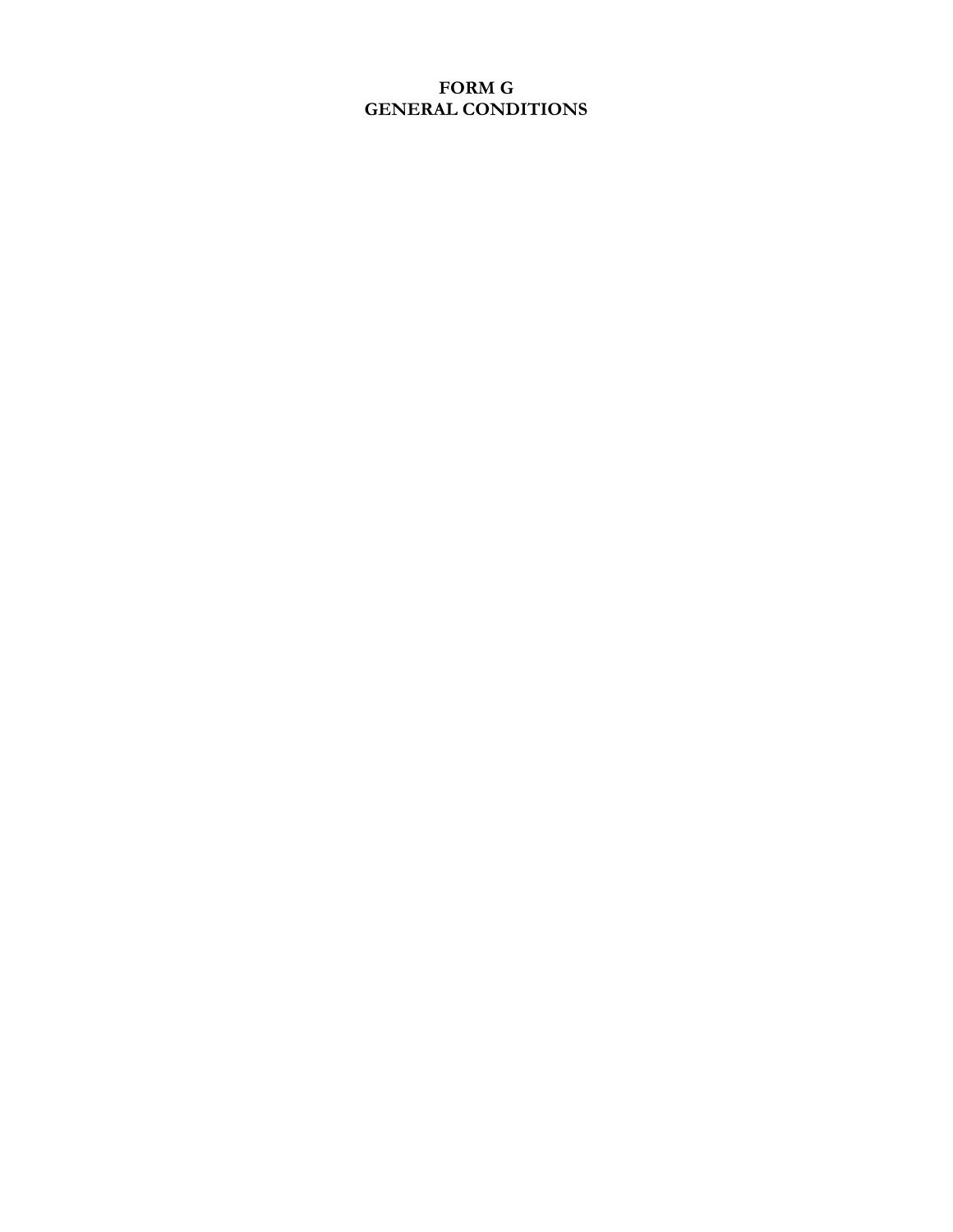# FORM G
# GENERAL CONDITIONS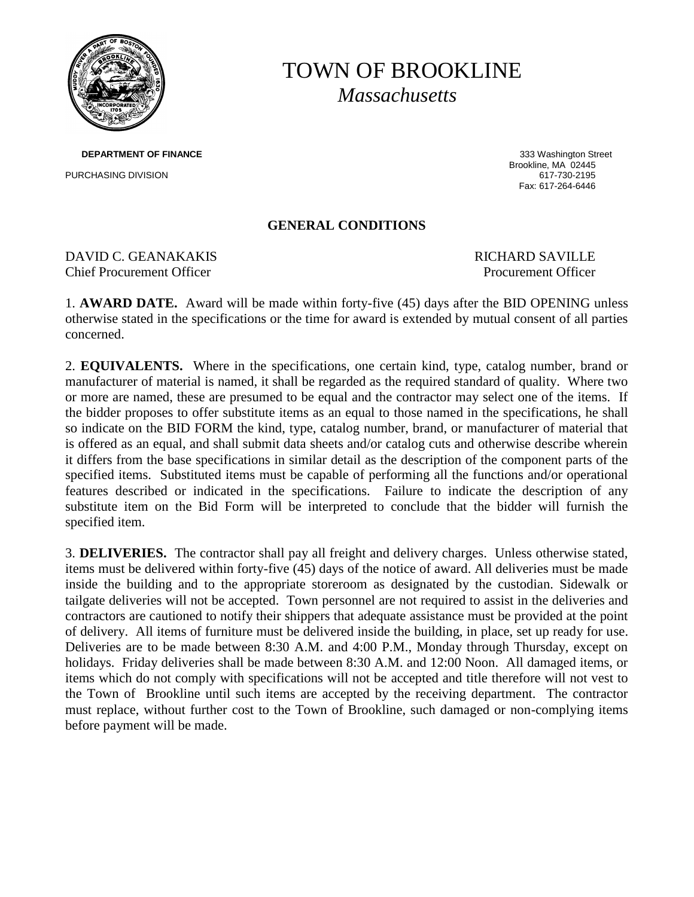# TOWN OF BROOKLINE
*Massachusetts*

**DEPARTMENT OF FINANCE**

PURCHASING DIVISION

333 Washington Street
Brookline, MA 02445
617-730-2195
Fax: 617-264-6446

## GENERAL CONDITIONS

DAVID C. GEANAKAKIS
Chief Procurement Officer

RICHARD SAVILLE
Procurement Officer

1. **AWARD DATE.** Award will be made within forty-five (45) days after the BID OPENING unless otherwise stated in the specifications or the time for award is extended by mutual consent of all parties concerned.

2. **EQUIVALENTS.** Where in the specifications, one certain kind, type, catalog number, brand or manufacturer of material is named, it shall be regarded as the required standard of quality. Where two or more are named, these are presumed to be equal and the contractor may select one of the items. If the bidder proposes to offer substitute items as an equal to those named in the specifications, he shall so indicate on the BID FORM the kind, type, catalog number, brand, or manufacturer of material that is offered as an equal, and shall submit data sheets and/or catalog cuts and otherwise describe wherein it differs from the base specifications in similar detail as the description of the component parts of the specified items. Substituted items must be capable of performing all the functions and/or operational features described or indicated in the specifications. Failure to indicate the description of any substitute item on the Bid Form will be interpreted to conclude that the bidder will furnish the specified item.

3. **DELIVERIES.** The contractor shall pay all freight and delivery charges. Unless otherwise stated, items must be delivered within forty-five (45) days of the notice of award. All deliveries must be made inside the building and to the appropriate storeroom as designated by the custodian. Sidewalk or tailgate deliveries will not be accepted. Town personnel are not required to assist in the deliveries and contractors are cautioned to notify their shippers that adequate assistance must be provided at the point of delivery. All items of furniture must be delivered inside the building, in place, set up ready for use. Deliveries are to be made between 8:30 A.M. and 4:00 P.M., Monday through Thursday, except on holidays. Friday deliveries shall be made between 8:30 A.M. and 12:00 Noon. All damaged items, or items which do not comply with specifications will not be accepted and title therefore will not vest to the Town of Brookline until such items are accepted by the receiving department. The contractor must replace, without further cost to the Town of Brookline, such damaged or non-complying items before payment will be made.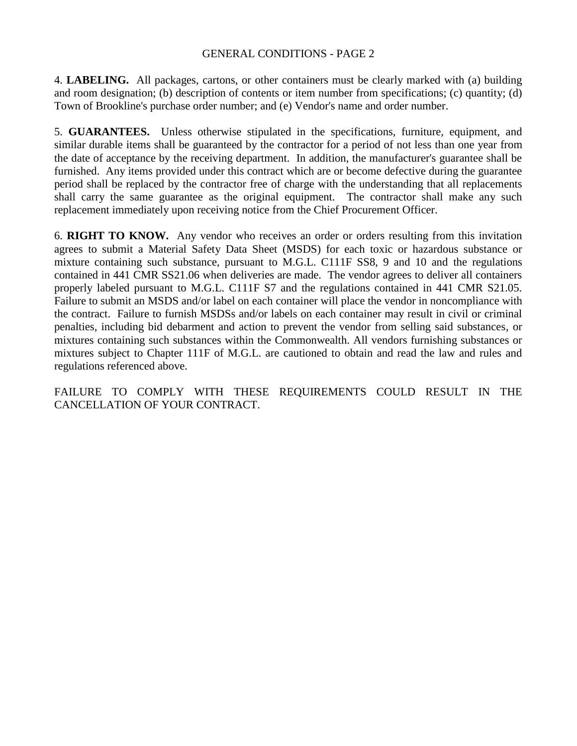GENERAL CONDITIONS - PAGE 2

4. **LABELING.** All packages, cartons, or other containers must be clearly marked with (a) building and room designation; (b) description of contents or item number from specifications; (c) quantity; (d) Town of Brookline's purchase order number; and (e) Vendor's name and order number.

5. **GUARANTEES.** Unless otherwise stipulated in the specifications, furniture, equipment, and similar durable items shall be guaranteed by the contractor for a period of not less than one year from the date of acceptance by the receiving department. In addition, the manufacturer's guarantee shall be furnished. Any items provided under this contract which are or become defective during the guarantee period shall be replaced by the contractor free of charge with the understanding that all replacements shall carry the same guarantee as the original equipment. The contractor shall make any such replacement immediately upon receiving notice from the Chief Procurement Officer.

6. **RIGHT TO KNOW.** Any vendor who receives an order or orders resulting from this invitation agrees to submit a Material Safety Data Sheet (MSDS) for each toxic or hazardous substance or mixture containing such substance, pursuant to M.G.L. C111F SS8, 9 and 10 and the regulations contained in 441 CMR SS21.06 when deliveries are made. The vendor agrees to deliver all containers properly labeled pursuant to M.G.L. C111F S7 and the regulations contained in 441 CMR S21.05. Failure to submit an MSDS and/or label on each container will place the vendor in noncompliance with the contract. Failure to furnish MSDSs and/or labels on each container may result in civil or criminal penalties, including bid debarment and action to prevent the vendor from selling said substances, or mixtures containing such substances within the Commonwealth. All vendors furnishing substances or mixtures subject to Chapter 111F of M.G.L. are cautioned to obtain and read the law and rules and regulations referenced above.

FAILURE TO COMPLY WITH THESE REQUIREMENTS COULD RESULT IN THE CANCELLATION OF YOUR CONTRACT.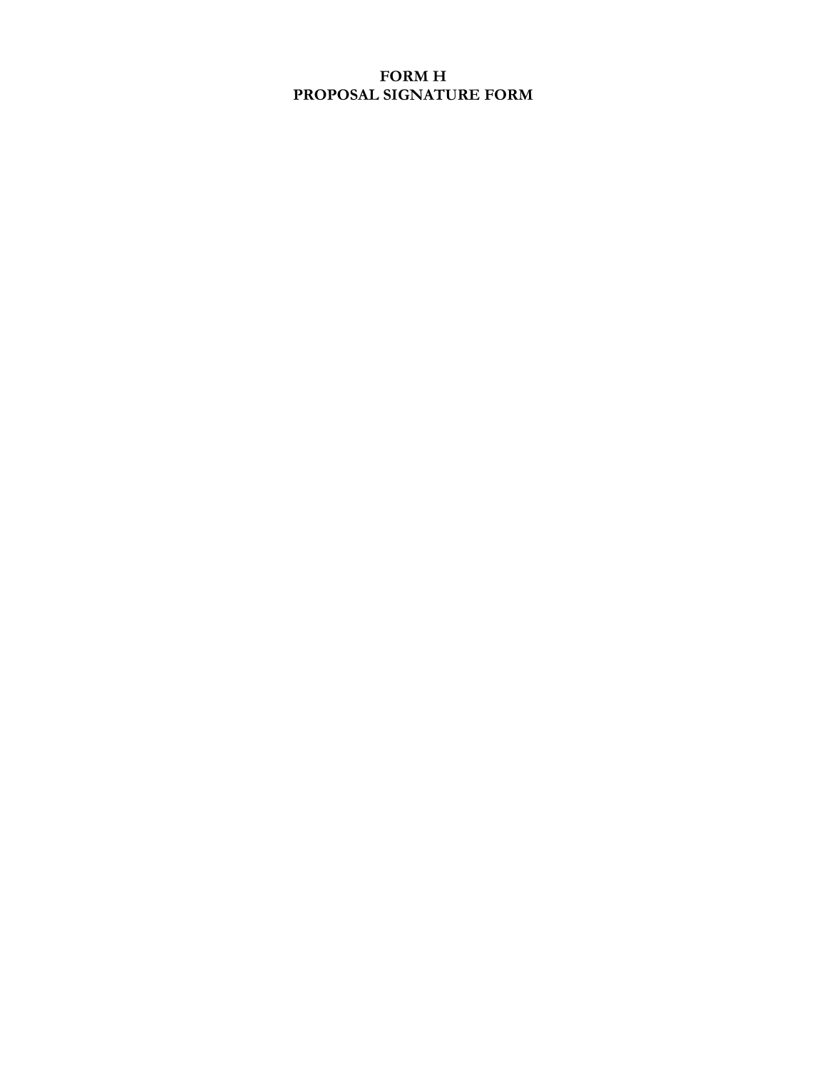# FORM H
# PROPOSAL SIGNATURE FORM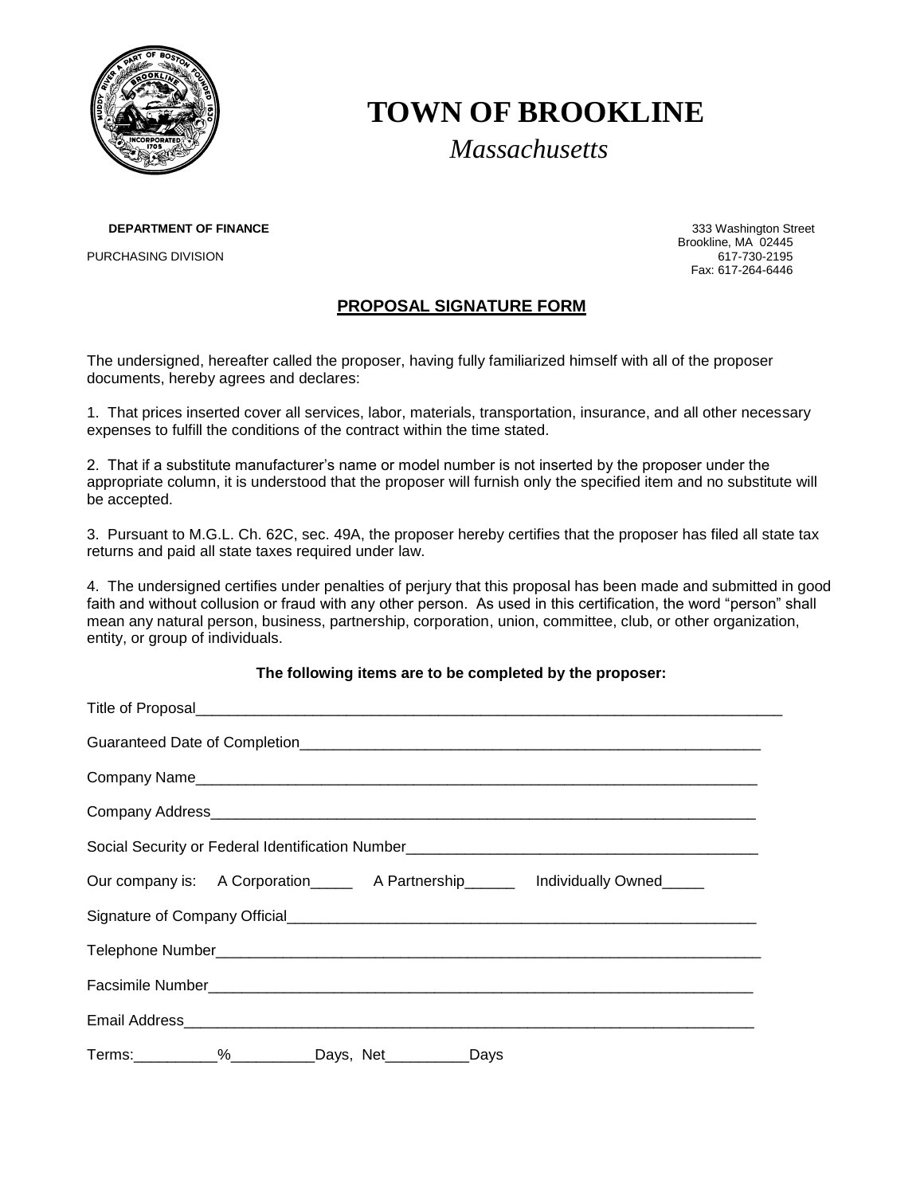# TOWN OF BROOKLINE

*Massachusetts*

**DEPARTMENT OF FINANCE**

PURCHASING DIVISION

333 Washington Street
Brookline, MA 02445
617-730-2195
Fax: 617-264-6446

## PROPOSAL SIGNATURE FORM

The undersigned, hereafter called the proposer, having fully familiarized himself with all of the proposer documents, hereby agrees and declares:

1. That prices inserted cover all services, labor, materials, transportation, insurance, and all other necessary expenses to fulfill the conditions of the contract within the time stated.

2. That if a substitute manufacturer's name or model number is not inserted by the proposer under the appropriate column, it is understood that the proposer will furnish only the specified item and no substitute will be accepted.

3. Pursuant to M.G.L. Ch. 62C, sec. 49A, the proposer hereby certifies that the proposer has filed all state tax returns and paid all state taxes required under law.

4. The undersigned certifies under penalties of perjury that this proposal has been made and submitted in good faith and without collusion or fraud with any other person. As used in this certification, the word "person" shall mean any natural person, business, partnership, corporation, union, committee, club, or other organization, entity, or group of individuals.

**The following items are to be completed by the proposer:**

Title of Proposal\_\_\_\_\_\_\_\_\_\_\_\_\_\_\_\_\_\_\_\_\_\_\_\_\_\_\_\_\_\_\_\_\_\_\_\_\_\_\_\_\_\_\_\_\_\_\_\_\_\_\_\_\_\_\_\_\_\_\_\_\_\_\_\_\_\_\_\_\_\_\_\_

Guaranteed Date of Completion\_\_\_\_\_\_\_\_\_\_\_\_\_\_\_\_\_\_\_\_\_\_\_\_\_\_\_\_\_\_\_\_\_\_\_\_\_\_\_\_\_\_\_\_\_\_\_\_\_\_\_\_\_\_\_\_\_\_

Company Name\_\_\_\_\_\_\_\_\_\_\_\_\_\_\_\_\_\_\_\_\_\_\_\_\_\_\_\_\_\_\_\_\_\_\_\_\_\_\_\_\_\_\_\_\_\_\_\_\_\_\_\_\_\_\_\_\_\_\_\_\_\_\_\_\_\_\_\_\_\_

Company Address\_\_\_\_\_\_\_\_\_\_\_\_\_\_\_\_\_\_\_\_\_\_\_\_\_\_\_\_\_\_\_\_\_\_\_\_\_\_\_\_\_\_\_\_\_\_\_\_\_\_\_\_\_\_\_\_\_\_\_\_\_\_\_\_\_\_\_\_

Social Security or Federal Identification Number\_\_\_\_\_\_\_\_\_\_\_\_\_\_\_\_\_\_\_\_\_\_\_\_\_\_\_\_\_\_\_\_\_\_\_\_\_\_\_\_\_\_\_

Our company is: A Corporation\_\_\_\_\_ A Partnership\_\_\_\_\_\_ Individually Owned\_\_\_\_\_

Signature of Company Official\_\_\_\_\_\_\_\_\_\_\_\_\_\_\_\_\_\_\_\_\_\_\_\_\_\_\_\_\_\_\_\_\_\_\_\_\_\_\_\_\_\_\_\_\_\_\_\_\_\_\_\_\_\_\_\_\_\_\_

Telephone Number\_\_\_\_\_\_\_\_\_\_\_\_\_\_\_\_\_\_\_\_\_\_\_\_\_\_\_\_\_\_\_\_\_\_\_\_\_\_\_\_\_\_\_\_\_\_\_\_\_\_\_\_\_\_\_\_\_\_\_\_\_\_\_\_\_\_\_\_

Facsimile Number\_\_\_\_\_\_\_\_\_\_\_\_\_\_\_\_\_\_\_\_\_\_\_\_\_\_\_\_\_\_\_\_\_\_\_\_\_\_\_\_\_\_\_\_\_\_\_\_\_\_\_\_\_\_\_\_\_\_\_\_\_\_\_\_\_\_\_

Email Address\_\_\_\_\_\_\_\_\_\_\_\_\_\_\_\_\_\_\_\_\_\_\_\_\_\_\_\_\_\_\_\_\_\_\_\_\_\_\_\_\_\_\_\_\_\_\_\_\_\_\_\_\_\_\_\_\_\_\_\_\_\_\_\_\_\_\_\_\_\_

Terms:\_\_\_\_\_\_\_\_\_\_%\_\_\_\_\_\_\_\_\_\_Days, Net\_\_\_\_\_\_\_\_\_\_Days